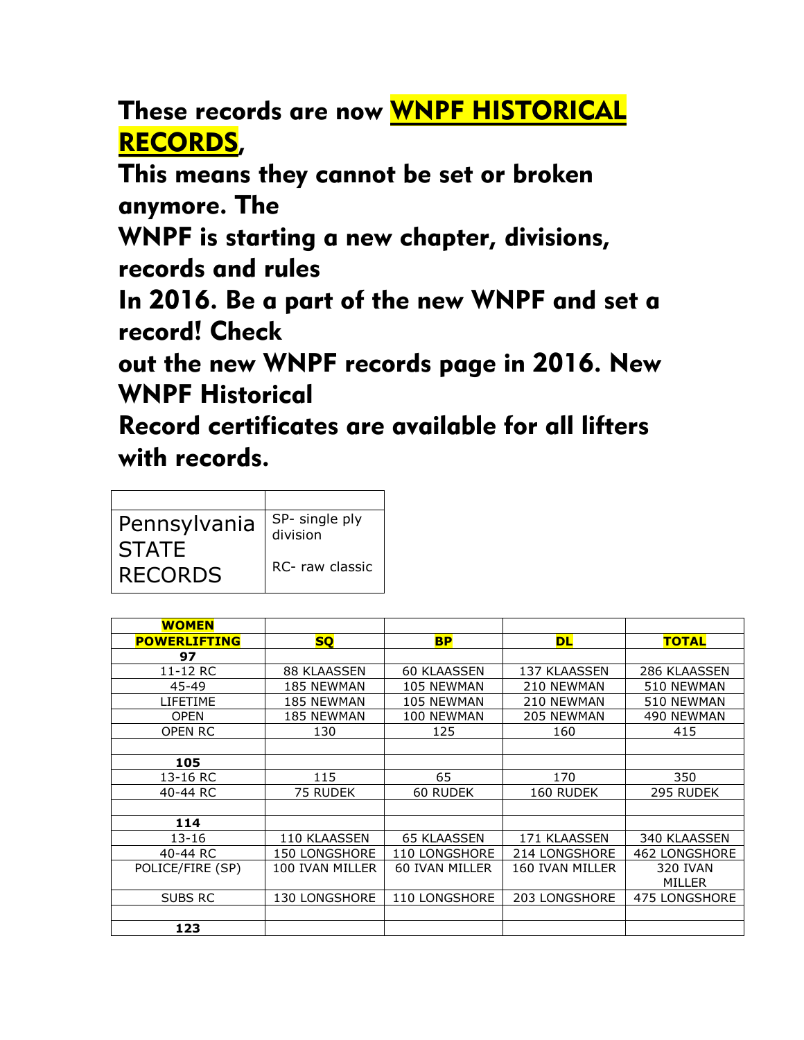**These records are now WNPF HISTORICAL RECORDS,**
**This means they cannot be set or broken anymore. The WNPF is starting a new chapter, divisions, records and rules In 2016. Be a part of the new WNPF and set a record! Check out the new WNPF records page in 2016. New WNPF Historical Record certificates are available for all lifters with records.**

| | |
|---|---|
| Pennsylvania STATE RECORDS | SP- single ply division<br>RC- raw classic |

| WOMEN POWERLIFTING | SQ | BP | DL | TOTAL |
|---|---|---|---|---|
| **97** | | | | |
| 11-12 RC | 88 KLAASSEN | 60 KLAASSEN | 137 KLAASSEN | 286 KLAASSEN |
| 45-49 | 185 NEWMAN | 105 NEWMAN | 210 NEWMAN | 510 NEWMAN |
| LIFETIME | 185 NEWMAN | 105 NEWMAN | 210 NEWMAN | 510 NEWMAN |
| OPEN | 185 NEWMAN | 100 NEWMAN | 205 NEWMAN | 490 NEWMAN |
| OPEN RC | 130 | 125 | 160 | 415 |
| | | | | |
| **105** | | | | |
| 13-16 RC | 115 | 65 | 170 | 350 |
| 40-44 RC | 75 RUDEK | 60 RUDEK | 160 RUDEK | 295 RUDEK |
| | | | | |
| **114** | | | | |
| 13-16 | 110 KLAASSEN | 65 KLAASSEN | 171 KLAASSEN | 340 KLAASSEN |
| 40-44 RC | 150 LONGSHORE | 110 LONGSHORE | 214 LONGSHORE | 462 LONGSHORE |
| POLICE/FIRE (SP) | 100 IVAN MILLER | 60 IVAN MILLER | 160 IVAN MILLER | 320 IVAN MILLER |
| SUBS RC | 130 LONGSHORE | 110 LONGSHORE | 203 LONGSHORE | 475 LONGSHORE |
| | | | | |
| **123** | | | | |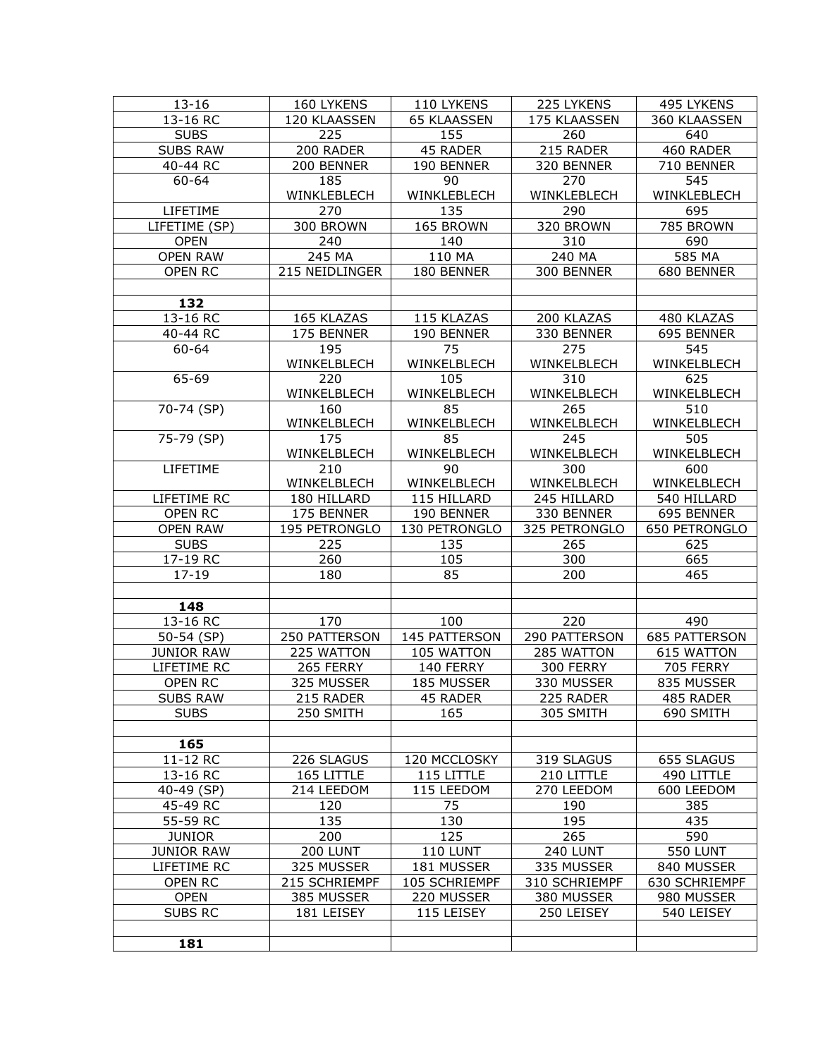| 13-16 | 160 LYKENS | 110 LYKENS | 225 LYKENS | 495 LYKENS |
|---|---|---|---|---|
| 13-16 RC | 120 KLAASSEN | 65 KLAASSEN | 175 KLAASSEN | 360 KLAASSEN |
| SUBS | 225 | 155 | 260 | 640 |
| SUBS RAW | 200 RADER | 45 RADER | 215 RADER | 460 RADER |
| 40-44 RC | 200 BENNER | 190 BENNER | 320 BENNER | 710 BENNER |
| 60-64 | 185 WINKLEBLECH | 90 WINKLEBLECH | 270 WINKLEBLECH | 545 WINKLEBLECH |
| LIFETIME | 270 | 135 | 290 | 695 |
| LIFETIME (SP) | 300 BROWN | 165 BROWN | 320 BROWN | 785 BROWN |
| OPEN | 240 | 140 | 310 | 690 |
| OPEN RAW | 245 MA | 110 MA | 240 MA | 585 MA |
| OPEN RC | 215 NEIDLINGER | 180 BENNER | 300 BENNER | 680 BENNER |
| | | | | |
| **132** | | | | |
| 13-16 RC | 165 KLAZAS | 115 KLAZAS | 200 KLAZAS | 480 KLAZAS |
| 40-44 RC | 175 BENNER | 190 BENNER | 330 BENNER | 695 BENNER |
| 60-64 | 195 WINKELBLECH | 75 WINKELBLECH | 275 WINKELBLECH | 545 WINKELBLECH |
| 65-69 | 220 WINKELBLECH | 105 WINKELBLECH | 310 WINKELBLECH | 625 WINKELBLECH |
| 70-74 (SP) | 160 WINKELBLECH | 85 WINKELBLECH | 265 WINKELBLECH | 510 WINKELBLECH |
| 75-79 (SP) | 175 WINKELBLECH | 85 WINKELBLECH | 245 WINKELBLECH | 505 WINKELBLECH |
| LIFETIME | 210 WINKELBLECH | 90 WINKELBLECH | 300 WINKELBLECH | 600 WINKELBLECH |
| LIFETIME RC | 180 HILLARD | 115 HILLARD | 245 HILLARD | 540 HILLARD |
| OPEN RC | 175 BENNER | 190 BENNER | 330 BENNER | 695 BENNER |
| OPEN RAW | 195 PETRONGLO | 130 PETRONGLO | 325 PETRONGLO | 650 PETRONGLO |
| SUBS | 225 | 135 | 265 | 625 |
| 17-19 RC | 260 | 105 | 300 | 665 |
| 17-19 | 180 | 85 | 200 | 465 |
| | | | | |
| **148** | | | | |
| 13-16 RC | 170 | 100 | 220 | 490 |
| 50-54 (SP) | 250 PATTERSON | 145 PATTERSON | 290 PATTERSON | 685 PATTERSON |
| JUNIOR RAW | 225 WATTON | 105 WATTON | 285 WATTON | 615 WATTON |
| LIFETIME RC | 265 FERRY | 140 FERRY | 300 FERRY | 705 FERRY |
| OPEN RC | 325 MUSSER | 185 MUSSER | 330 MUSSER | 835 MUSSER |
| SUBS RAW | 215 RADER | 45 RADER | 225 RADER | 485 RADER |
| SUBS | 250 SMITH | 165 | 305 SMITH | 690 SMITH |
| | | | | |
| **165** | | | | |
| 11-12 RC | 226 SLAGUS | 120 MCCLOSKY | 319 SLAGUS | 655 SLAGUS |
| 13-16 RC | 165 LITTLE | 115 LITTLE | 210 LITTLE | 490 LITTLE |
| 40-49 (SP) | 214 LEEDOM | 115 LEEDOM | 270 LEEDOM | 600 LEEDOM |
| 45-49 RC | 120 | 75 | 190 | 385 |
| 55-59 RC | 135 | 130 | 195 | 435 |
| JUNIOR | 200 | 125 | 265 | 590 |
| JUNIOR RAW | 200 LUNT | 110 LUNT | 240 LUNT | 550 LUNT |
| LIFETIME RC | 325 MUSSER | 181 MUSSER | 335 MUSSER | 840 MUSSER |
| OPEN RC | 215 SCHRIEMPF | 105 SCHRIEMPF | 310 SCHRIEMPF | 630 SCHRIEMPF |
| OPEN | 385 MUSSER | 220 MUSSER | 380 MUSSER | 980 MUSSER |
| SUBS RC | 181 LEISEY | 115 LEISEY | 250 LEISEY | 540 LEISEY |
| | | | | |
| **181** | | | | |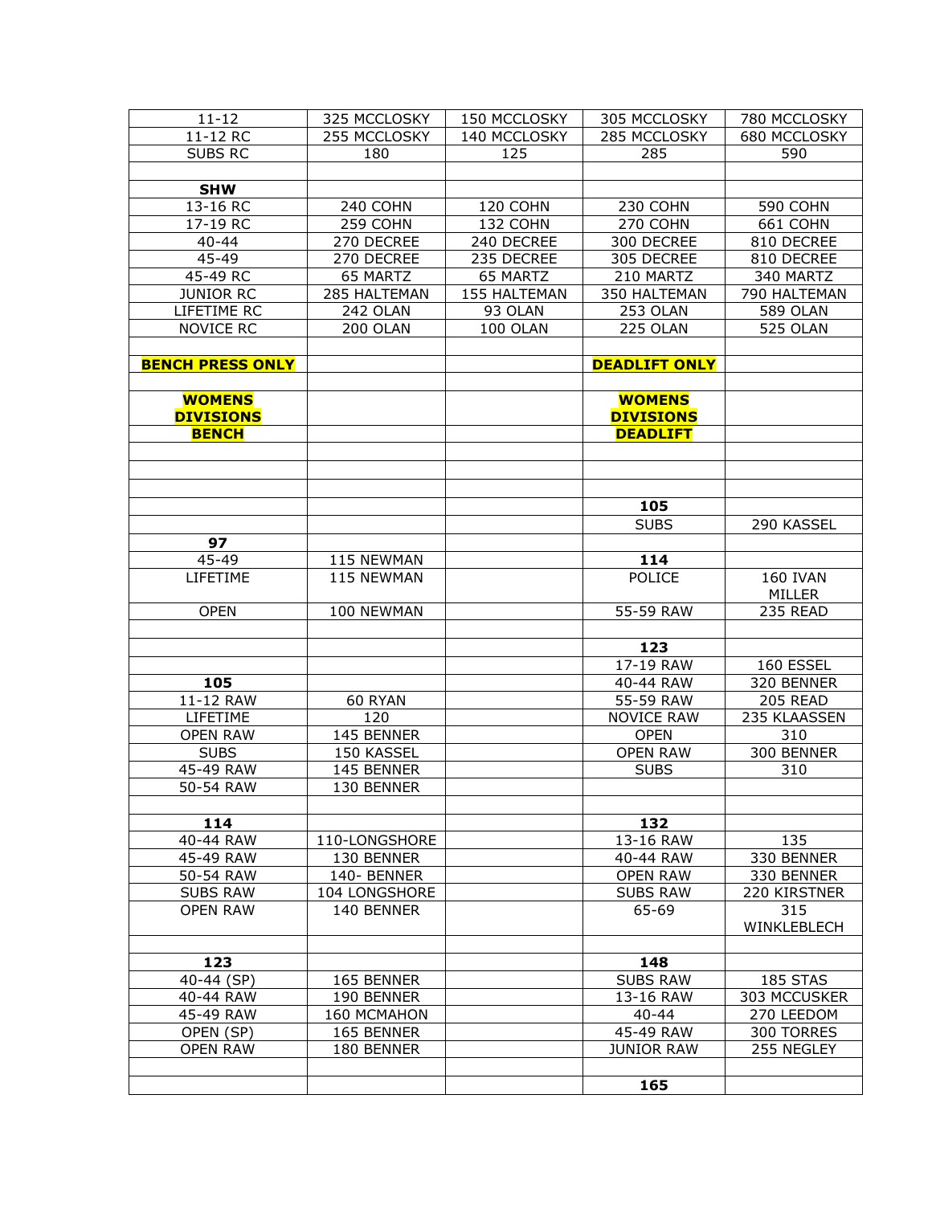| 11-12 | 325 MCCLOSKY | 150 MCCLOSKY | 305 MCCLOSKY | 780 MCCLOSKY |
|---|---|---|---|---|
| 11-12 RC | 255 MCCLOSKY | 140 MCCLOSKY | 285 MCCLOSKY | 680 MCCLOSKY |
| SUBS RC | 180 | 125 | 285 | 590 |
| | | | | |
| **SHW** | | | | |
| 13-16 RC | 240 COHN | 120 COHN | 230 COHN | 590 COHN |
| 17-19 RC | 259 COHN | 132 COHN | 270 COHN | 661 COHN |
| 40-44 | 270 DECREE | 240 DECREE | 300 DECREE | 810 DECREE |
| 45-49 | 270 DECREE | 235 DECREE | 305 DECREE | 810 DECREE |
| 45-49 RC | 65 MARTZ | 65 MARTZ | 210 MARTZ | 340 MARTZ |
| JUNIOR RC | 285 HALTEMAN | 155 HALTEMAN | 350 HALTEMAN | 790 HALTEMAN |
| LIFETIME RC | 242 OLAN | 93 OLAN | 253 OLAN | 589 OLAN |
| NOVICE RC | 200 OLAN | 100 OLAN | 225 OLAN | 525 OLAN |
| | | | | |
| **BENCH PRESS ONLY** | | | **DEADLIFT ONLY** | |
| | | | | |
| **WOMENS DIVISIONS** | | | **WOMENS DIVISIONS** | |
| **BENCH** | | | **DEADLIFT** | |
| | | | | |
| | | | | |
| | | | | |
| | | | **105** | |
| | | | SUBS | 290 KASSEL |
| **97** | | | | |
| 45-49 | 115 NEWMAN | | **114** | |
| LIFETIME | 115 NEWMAN | | POLICE | 160 IVAN MILLER |
| OPEN | 100 NEWMAN | | 55-59 RAW | 235 READ |
| | | | | |
| | | | **123** | |
| | | | 17-19 RAW | 160 ESSEL |
| **105** | | | 40-44 RAW | 320 BENNER |
| 11-12 RAW | 60 RYAN | | 55-59 RAW | 205 READ |
| LIFETIME | 120 | | NOVICE RAW | 235 KLAASSEN |
| OPEN RAW | 145 BENNER | | OPEN | 310 |
| SUBS | 150 KASSEL | | OPEN RAW | 300 BENNER |
| 45-49 RAW | 145 BENNER | | SUBS | 310 |
| 50-54 RAW | 130 BENNER | | | |
| | | | | |
| **114** | | | **132** | |
| 40-44 RAW | 110-LONGSHORE | | 13-16 RAW | 135 |
| 45-49 RAW | 130 BENNER | | 40-44 RAW | 330 BENNER |
| 50-54 RAW | 140- BENNER | | OPEN RAW | 330 BENNER |
| SUBS RAW | 104 LONGSHORE | | SUBS RAW | 220 KIRSTNER |
| OPEN RAW | 140 BENNER | | 65-69 | 315 WINKLEBLECH |
| | | | | |
| **123** | | | **148** | |
| 40-44 (SP) | 165 BENNER | | SUBS RAW | 185 STAS |
| 40-44 RAW | 190 BENNER | | 13-16 RAW | 303 MCCUSKER |
| 45-49 RAW | 160 MCMAHON | | 40-44 | 270 LEEDOM |
| OPEN (SP) | 165 BENNER | | 45-49 RAW | 300 TORRES |
| OPEN RAW | 180 BENNER | | JUNIOR RAW | 255 NEGLEY |
| | | | | |
| | | | **165** | |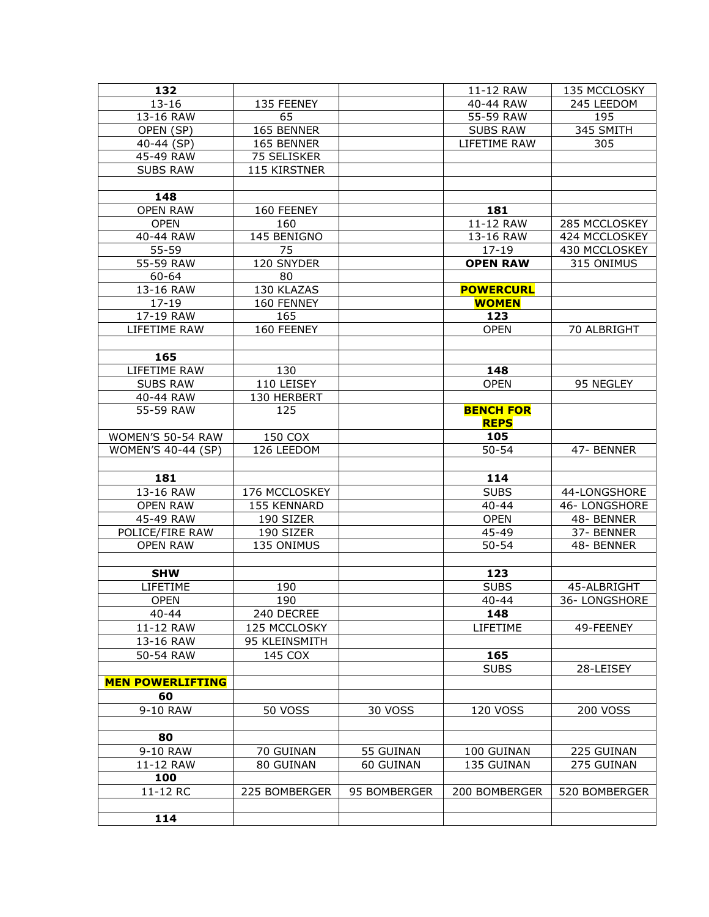| **132** | | | 11-12 RAW | 135 MCCLOSKY |
|---|---|---|---|---|
| 13-16 | 135 FEENEY | | 40-44 RAW | 245 LEEDOM |
| 13-16 RAW | 65 | | 55-59 RAW | 195 |
| OPEN (SP) | 165 BENNER | | SUBS RAW | 345 SMITH |
| 40-44 (SP) | 165 BENNER | | LIFETIME RAW | 305 |
| 45-49 RAW | 75 SELISKER | | | |
| SUBS RAW | 115 KIRSTNER | | | |
| | | | | |
| **148** | | | | |
| OPEN RAW | 160 FEENEY | | **181** | |
| OPEN | 160 | | 11-12 RAW | 285 MCCLOSKEY |
| 40-44 RAW | 145 BENIGNO | | 13-16 RAW | 424 MCCLOSKEY |
| 55-59 | 75 | | 17-19 | 430 MCCLOSKEY |
| 55-59 RAW | 120 SNYDER | | **OPEN RAW** | 315 ONIMUS |
| 60-64 | 80 | | | |
| 13-16 RAW | 130 KLAZAS | | **POWERCURL** | |
| 17-19 | 160 FENNEY | | **WOMEN** | |
| 17-19 RAW | 165 | | **123** | |
| LIFETIME RAW | 160 FEENEY | | OPEN | 70 ALBRIGHT |
| | | | | |
| **165** | | | | |
| LIFETIME RAW | 130 | | **148** | |
| SUBS RAW | 110 LEISEY | | OPEN | 95 NEGLEY |
| 40-44 RAW | 130 HERBERT | | | |
| 55-59 RAW | 125 | | **BENCH FOR REPS** | |
| WOMEN'S 50-54 RAW | 150 COX | | **105** | |
| WOMEN'S 40-44 (SP) | 126 LEEDOM | | 50-54 | 47- BENNER |
| | | | | |
| **181** | | | **114** | |
| 13-16 RAW | 176 MCCLOSKEY | | SUBS | 44-LONGSHORE |
| OPEN RAW | 155 KENNARD | | 40-44 | 46- LONGSHORE |
| 45-49 RAW | 190 SIZER | | OPEN | 48- BENNER |
| POLICE/FIRE RAW | 190 SIZER | | 45-49 | 37- BENNER |
| OPEN RAW | 135 ONIMUS | | 50-54 | 48- BENNER |
| | | | | |
| **SHW** | | | **123** | |
| LIFETIME | 190 | | SUBS | 45-ALBRIGHT |
| OPEN | 190 | | 40-44 | 36- LONGSHORE |
| 40-44 | 240 DECREE | | **148** | |
| 11-12 RAW | 125 MCCLOSKY | | LIFETIME | 49-FEENEY |
| 13-16 RAW | 95 KLEINSMITH | | | |
| 50-54 RAW | 145 COX | | **165** | |
| | | | SUBS | 28-LEISEY |
| **MEN POWERLIFTING** | | | | |
| **60** | | | | |
| 9-10 RAW | 50 VOSS | 30 VOSS | 120 VOSS | 200 VOSS |
| | | | | |
| **80** | | | | |
| 9-10 RAW | 70 GUINAN | 55 GUINAN | 100 GUINAN | 225 GUINAN |
| 11-12 RAW | 80 GUINAN | 60 GUINAN | 135 GUINAN | 275 GUINAN |
| **100** | | | | |
| 11-12 RC | 225 BOMBERGER | 95 BOMBERGER | 200 BOMBERGER | 520 BOMBERGER |
| | | | | |
| **114** | | | | |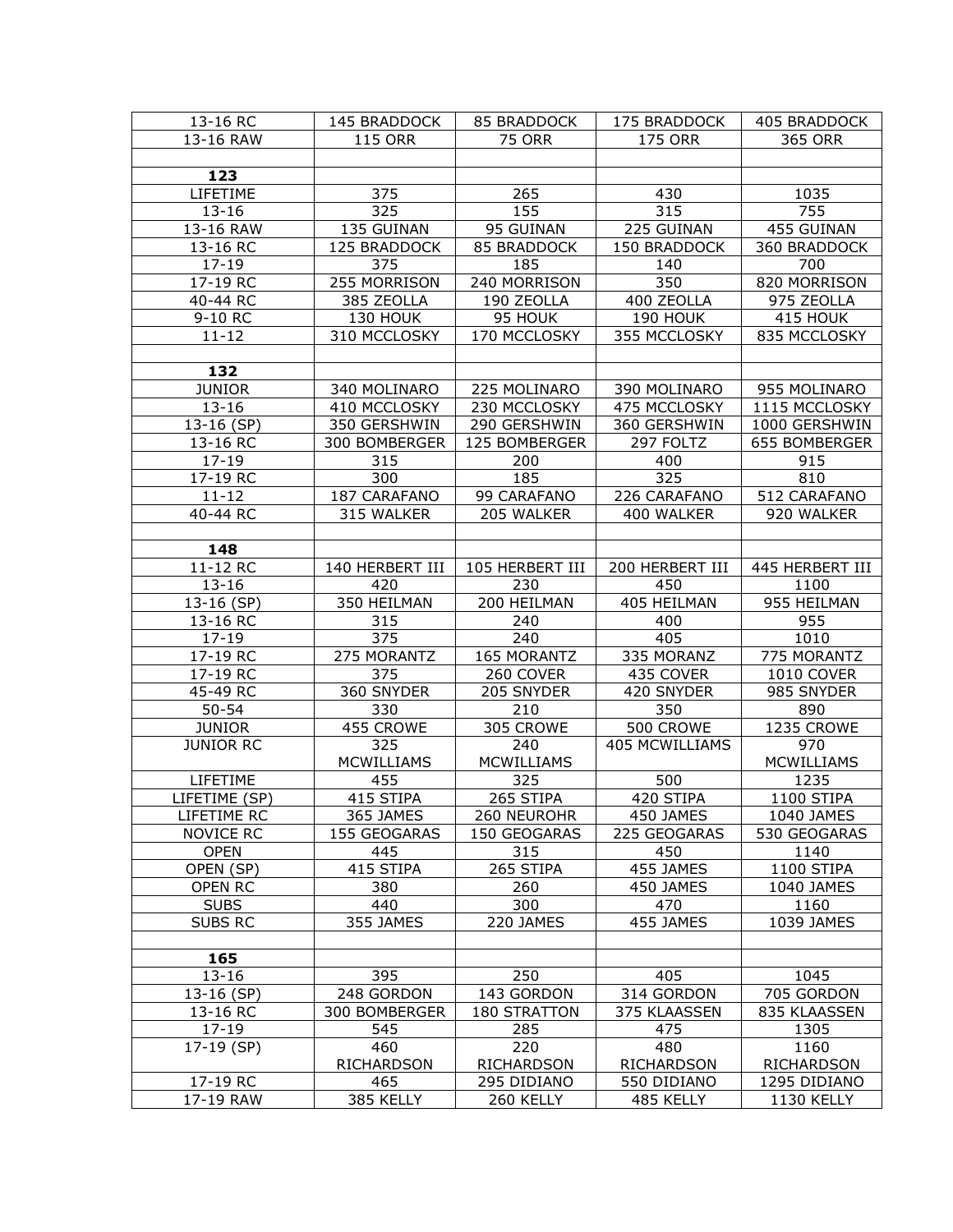| 13-16 RC | 145 BRADDOCK | 85 BRADDOCK | 175 BRADDOCK | 405 BRADDOCK |
|---|---|---|---|---|
| 13-16 RAW | 115 ORR | 75 ORR | 175 ORR | 365 ORR |
| | | | | |
| **123** | | | | |
| LIFETIME | 375 | 265 | 430 | 1035 |
| 13-16 | 325 | 155 | 315 | 755 |
| 13-16 RAW | 135 GUINAN | 95 GUINAN | 225 GUINAN | 455 GUINAN |
| 13-16 RC | 125 BRADDOCK | 85 BRADDOCK | 150 BRADDOCK | 360 BRADDOCK |
| 17-19 | 375 | 185 | 140 | 700 |
| 17-19 RC | 255 MORRISON | 240 MORRISON | 350 | 820 MORRISON |
| 40-44 RC | 385 ZEOLLA | 190 ZEOLLA | 400 ZEOLLA | 975 ZEOLLA |
| 9-10 RC | 130 HOUK | 95 HOUK | 190 HOUK | 415 HOUK |
| 11-12 | 310 MCCLOSKY | 170 MCCLOSKY | 355 MCCLOSKY | 835 MCCLOSKY |
| | | | | |
| **132** | | | | |
| JUNIOR | 340 MOLINARO | 225 MOLINARO | 390 MOLINARO | 955 MOLINARO |
| 13-16 | 410 MCCLOSKY | 230 MCCLOSKY | 475 MCCLOSKY | 1115 MCCLOSKY |
| 13-16 (SP) | 350 GERSHWIN | 290 GERSHWIN | 360 GERSHWIN | 1000 GERSHWIN |
| 13-16 RC | 300 BOMBERGER | 125 BOMBERGER | 297 FOLTZ | 655 BOMBERGER |
| 17-19 | 315 | 200 | 400 | 915 |
| 17-19 RC | 300 | 185 | 325 | 810 |
| 11-12 | 187 CARAFANO | 99 CARAFANO | 226 CARAFANO | 512 CARAFANO |
| 40-44 RC | 315 WALKER | 205 WALKER | 400 WALKER | 920 WALKER |
| | | | | |
| **148** | | | | |
| 11-12 RC | 140 HERBERT III | 105 HERBERT III | 200 HERBERT III | 445 HERBERT III |
| 13-16 | 420 | 230 | 450 | 1100 |
| 13-16 (SP) | 350 HEILMAN | 200 HEILMAN | 405 HEILMAN | 955 HEILMAN |
| 13-16 RC | 315 | 240 | 400 | 955 |
| 17-19 | 375 | 240 | 405 | 1010 |
| 17-19 RC | 275 MORANTZ | 165 MORANTZ | 335 MORANZ | 775 MORANTZ |
| 17-19 RC | 375 | 260 COVER | 435 COVER | 1010 COVER |
| 45-49 RC | 360 SNYDER | 205 SNYDER | 420 SNYDER | 985 SNYDER |
| 50-54 | 330 | 210 | 350 | 890 |
| JUNIOR | 455 CROWE | 305 CROWE | 500 CROWE | 1235 CROWE |
| JUNIOR RC | 325 MCWILLIAMS | 240 MCWILLIAMS | 405 MCWILLIAMS | 970 MCWILLIAMS |
| LIFETIME | 455 | 325 | 500 | 1235 |
| LIFETIME (SP) | 415 STIPA | 265 STIPA | 420 STIPA | 1100 STIPA |
| LIFETIME RC | 365 JAMES | 260 NEUROHR | 450 JAMES | 1040 JAMES |
| NOVICE RC | 155 GEOGARAS | 150 GEOGARAS | 225 GEOGARAS | 530 GEOGARAS |
| OPEN | 445 | 315 | 450 | 1140 |
| OPEN (SP) | 415 STIPA | 265 STIPA | 455 JAMES | 1100 STIPA |
| OPEN RC | 380 | 260 | 450 JAMES | 1040 JAMES |
| SUBS | 440 | 300 | 470 | 1160 |
| SUBS RC | 355 JAMES | 220 JAMES | 455 JAMES | 1039 JAMES |
| | | | | |
| **165** | | | | |
| 13-16 | 395 | 250 | 405 | 1045 |
| 13-16 (SP) | 248 GORDON | 143 GORDON | 314 GORDON | 705 GORDON |
| 13-16 RC | 300 BOMBERGER | 180 STRATTON | 375 KLAASSEN | 835 KLAASSEN |
| 17-19 | 545 | 285 | 475 | 1305 |
| 17-19 (SP) | 460 RICHARDSON | 220 RICHARDSON | 480 RICHARDSON | 1160 RICHARDSON |
| 17-19 RC | 465 | 295 DIDIANO | 550 DIDIANO | 1295 DIDIANO |
| 17-19 RAW | 385 KELLY | 260 KELLY | 485 KELLY | 1130 KELLY |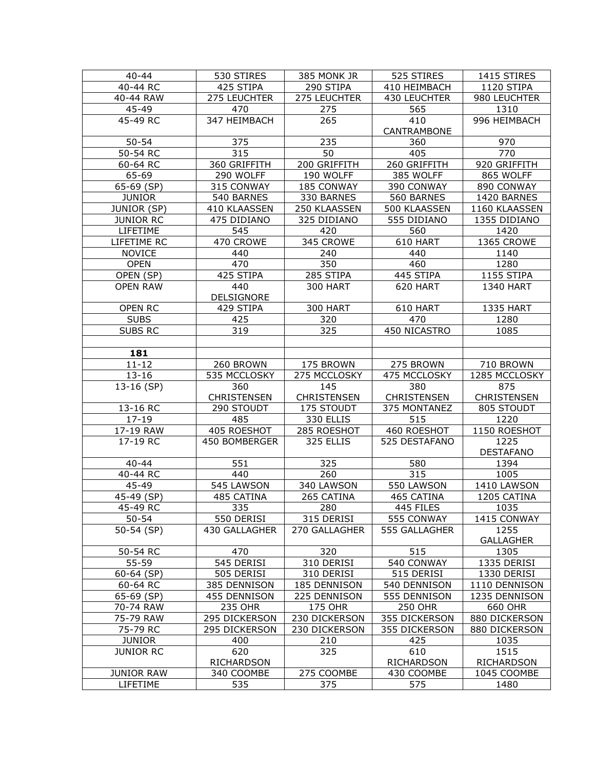| 40-44 | 530 STIRES | 385 MONK JR | 525 STIRES | 1415 STIRES |
|---|---|---|---|---|
| 40-44 RC | 425 STIPA | 290 STIPA | 410 HEIMBACH | 1120 STIPA |
| 40-44 RAW | 275 LEUCHTER | 275 LEUCHTER | 430 LEUCHTER | 980 LEUCHTER |
| 45-49 | 470 | 275 | 565 | 1310 |
| 45-49 RC | 347 HEIMBACH | 265 | 410 CANTRAMBONE | 996 HEIMBACH |
| 50-54 | 375 | 235 | 360 | 970 |
| 50-54 RC | 315 | 50 | 405 | 770 |
| 60-64 RC | 360 GRIFFITH | 200 GRIFFITH | 260 GRIFFITH | 920 GRIFFITH |
| 65-69 | 290 WOLFF | 190 WOLFF | 385 WOLFF | 865 WOLFF |
| 65-69 (SP) | 315 CONWAY | 185 CONWAY | 390 CONWAY | 890 CONWAY |
| JUNIOR | 540 BARNES | 330 BARNES | 560 BARNES | 1420 BARNES |
| JUNIOR (SP) | 410 KLAASSEN | 250 KLAASSEN | 500 KLAASSEN | 1160 KLAASSEN |
| JUNIOR RC | 475 DIDIANO | 325 DIDIANO | 555 DIDIANO | 1355 DIDIANO |
| LIFETIME | 545 | 420 | 560 | 1420 |
| LIFETIME RC | 470 CROWE | 345 CROWE | 610 HART | 1365 CROWE |
| NOVICE | 440 | 240 | 440 | 1140 |
| OPEN | 470 | 350 | 460 | 1280 |
| OPEN (SP) | 425 STIPA | 285 STIPA | 445 STIPA | 1155 STIPA |
| OPEN RAW | 440 DELSIGNORE | 300 HART | 620 HART | 1340 HART |
| OPEN RC | 429 STIPA | 300 HART | 610 HART | 1335 HART |
| SUBS | 425 | 320 | 470 | 1280 |
| SUBS RC | 319 | 325 | 450 NICASTRO | 1085 |
| | | | | |
| **181** | | | | |
| 11-12 | 260 BROWN | 175 BROWN | 275 BROWN | 710 BROWN |
| 13-16 | 535 MCCLOSKY | 275 MCCLOSKY | 475 MCCLOSKY | 1285 MCCLOSKY |
| 13-16 (SP) | 360 CHRISTENSEN | 145 CHRISTENSEN | 380 CHRISTENSEN | 875 CHRISTENSEN |
| 13-16 RC | 290 STOUDT | 175 STOUDT | 375 MONTANEZ | 805 STOUDT |
| 17-19 | 485 | 330 ELLIS | 515 | 1220 |
| 17-19 RAW | 405 ROESHOT | 285 ROESHOT | 460 ROESHOT | 1150 ROESHOT |
| 17-19 RC | 450 BOMBERGER | 325 ELLIS | 525 DESTAFANO | 1225 DESTAFANO |
| 40-44 | 551 | 325 | 580 | 1394 |
| 40-44 RC | 440 | 260 | 315 | 1005 |
| 45-49 | 545 LAWSON | 340 LAWSON | 550 LAWSON | 1410 LAWSON |
| 45-49 (SP) | 485 CATINA | 265 CATINA | 465 CATINA | 1205 CATINA |
| 45-49 RC | 335 | 280 | 445 FILES | 1035 |
| 50-54 | 550 DERISI | 315 DERISI | 555 CONWAY | 1415 CONWAY |
| 50-54 (SP) | 430 GALLAGHER | 270 GALLAGHER | 555 GALLAGHER | 1255 GALLAGHER |
| 50-54 RC | 470 | 320 | 515 | 1305 |
| 55-59 | 545 DERISI | 310 DERISI | 540 CONWAY | 1335 DERISI |
| 60-64 (SP) | 505 DERISI | 310 DERISI | 515 DERISI | 1330 DERISI |
| 60-64 RC | 385 DENNISON | 185 DENNISON | 540 DENNISON | 1110 DENNISON |
| 65-69 (SP) | 455 DENNISON | 225 DENNISON | 555 DENNISON | 1235 DENNISON |
| 70-74 RAW | 235 OHR | 175 OHR | 250 OHR | 660 OHR |
| 75-79 RAW | 295 DICKERSON | 230 DICKERSON | 355 DICKERSON | 880 DICKERSON |
| 75-79 RC | 295 DICKERSON | 230 DICKERSON | 355 DICKERSON | 880 DICKERSON |
| JUNIOR | 400 | 210 | 425 | 1035 |
| JUNIOR RC | 620 RICHARDSON | 325 | 610 RICHARDSON | 1515 RICHARDSON |
| JUNIOR RAW | 340 COOMBE | 275 COOMBE | 430 COOMBE | 1045 COOMBE |
| LIFETIME | 535 | 375 | 575 | 1480 |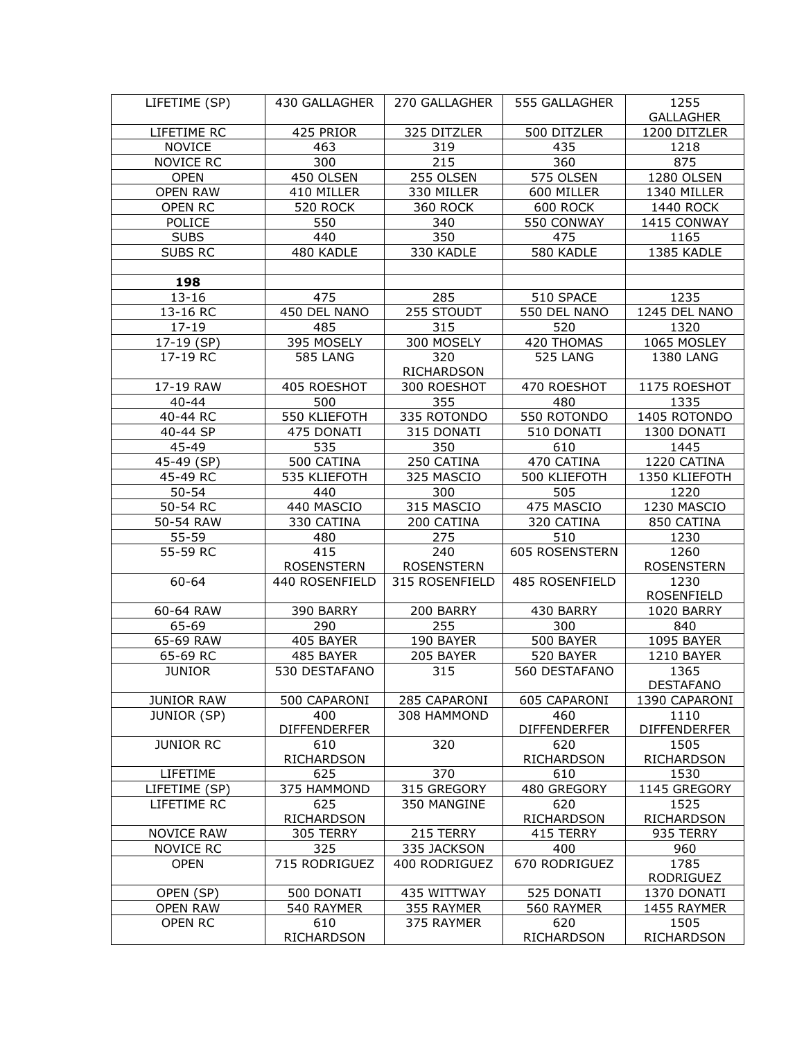| LIFETIME (SP) | 430 GALLAGHER | 270 GALLAGHER | 555 GALLAGHER | 1255 GALLAGHER |
|---|---|---|---|---|
| LIFETIME RC | 425 PRIOR | 325 DITZLER | 500 DITZLER | 1200 DITZLER |
| NOVICE | 463 | 319 | 435 | 1218 |
| NOVICE RC | 300 | 215 | 360 | 875 |
| OPEN | 450 OLSEN | 255 OLSEN | 575 OLSEN | 1280 OLSEN |
| OPEN RAW | 410 MILLER | 330 MILLER | 600 MILLER | 1340 MILLER |
| OPEN RC | 520 ROCK | 360 ROCK | 600 ROCK | 1440 ROCK |
| POLICE | 550 | 340 | 550 CONWAY | 1415 CONWAY |
| SUBS | 440 | 350 | 475 | 1165 |
| SUBS RC | 480 KADLE | 330 KADLE | 580 KADLE | 1385 KADLE |
| | | | | |
| **198** | | | | |
| 13-16 | 475 | 285 | 510 SPACE | 1235 |
| 13-16 RC | 450 DEL NANO | 255 STOUDT | 550 DEL NANO | 1245 DEL NANO |
| 17-19 | 485 | 315 | 520 | 1320 |
| 17-19 (SP) | 395 MOSELY | 300 MOSELY | 420 THOMAS | 1065 MOSLEY |
| 17-19 RC | 585 LANG | 320 RICHARDSON | 525 LANG | 1380 LANG |
| 17-19 RAW | 405 ROESHOT | 300 ROESHOT | 470 ROESHOT | 1175 ROESHOT |
| 40-44 | 500 | 355 | 480 | 1335 |
| 40-44 RC | 550 KLIEFOTH | 335 ROTONDO | 550 ROTONDO | 1405 ROTONDO |
| 40-44 SP | 475 DONATI | 315 DONATI | 510 DONATI | 1300 DONATI |
| 45-49 | 535 | 350 | 610 | 1445 |
| 45-49 (SP) | 500 CATINA | 250 CATINA | 470 CATINA | 1220 CATINA |
| 45-49 RC | 535 KLIEFOTH | 325 MASCIO | 500 KLIEFOTH | 1350 KLIEFOTH |
| 50-54 | 440 | 300 | 505 | 1220 |
| 50-54 RC | 440 MASCIO | 315 MASCIO | 475 MASCIO | 1230 MASCIO |
| 50-54 RAW | 330 CATINA | 200 CATINA | 320 CATINA | 850 CATINA |
| 55-59 | 480 | 275 | 510 | 1230 |
| 55-59 RC | 415 ROSENSTERN | 240 ROSENSTERN | 605 ROSENSTERN | 1260 ROSENSTERN |
| 60-64 | 440 ROSENFIELD | 315 ROSENFIELD | 485 ROSENFIELD | 1230 ROSENFIELD |
| 60-64 RAW | 390 BARRY | 200 BARRY | 430 BARRY | 1020 BARRY |
| 65-69 | 290 | 255 | 300 | 840 |
| 65-69 RAW | 405 BAYER | 190 BAYER | 500 BAYER | 1095 BAYER |
| 65-69 RC | 485 BAYER | 205 BAYER | 520 BAYER | 1210 BAYER |
| JUNIOR | 530 DESTAFANO | 315 | 560 DESTAFANO | 1365 DESTAFANO |
| JUNIOR RAW | 500 CAPARONI | 285 CAPARONI | 605 CAPARONI | 1390 CAPARONI |
| JUNIOR (SP) | 400 DIFFENDERFER | 308 HAMMOND | 460 DIFFENDERFER | 1110 DIFFENDERFER |
| JUNIOR RC | 610 RICHARDSON | 320 | 620 RICHARDSON | 1505 RICHARDSON |
| LIFETIME | 625 | 370 | 610 | 1530 |
| LIFETIME (SP) | 375 HAMMOND | 315 GREGORY | 480 GREGORY | 1145 GREGORY |
| LIFETIME RC | 625 RICHARDSON | 350 MANGINE | 620 RICHARDSON | 1525 RICHARDSON |
| NOVICE RAW | 305 TERRY | 215 TERRY | 415 TERRY | 935 TERRY |
| NOVICE RC | 325 | 335 JACKSON | 400 | 960 |
| OPEN | 715 RODRIGUEZ | 400 RODRIGUEZ | 670 RODRIGUEZ | 1785 RODRIGUEZ |
| OPEN (SP) | 500 DONATI | 435 WITTWAY | 525 DONATI | 1370 DONATI |
| OPEN RAW | 540 RAYMER | 355 RAYMER | 560 RAYMER | 1455 RAYMER |
| OPEN RC | 610 RICHARDSON | 375 RAYMER | 620 RICHARDSON | 1505 RICHARDSON |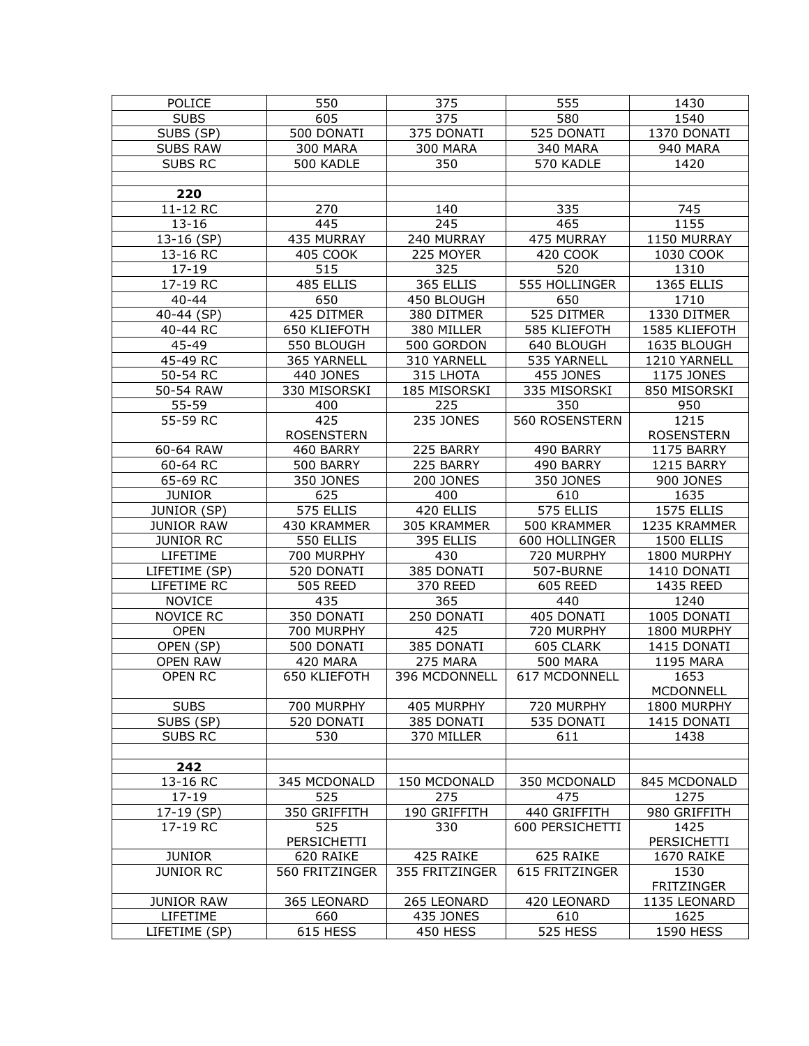| | | | | |
|---|---|---|---|---|
| POLICE | 550 | 375 | 555 | 1430 |
| SUBS | 605 | 375 | 580 | 1540 |
| SUBS (SP) | 500 DONATI | 375 DONATI | 525 DONATI | 1370 DONATI |
| SUBS RAW | 300 MARA | 300 MARA | 340 MARA | 940 MARA |
| SUBS RC | 500 KADLE | 350 | 570 KADLE | 1420 |
| | | | | |
| **220** | | | | |
| 11-12 RC | 270 | 140 | 335 | 745 |
| 13-16 | 445 | 245 | 465 | 1155 |
| 13-16 (SP) | 435 MURRAY | 240 MURRAY | 475 MURRAY | 1150 MURRAY |
| 13-16 RC | 405 COOK | 225 MOYER | 420 COOK | 1030 COOK |
| 17-19 | 515 | 325 | 520 | 1310 |
| 17-19 RC | 485 ELLIS | 365 ELLIS | 555 HOLLINGER | 1365 ELLIS |
| 40-44 | 650 | 450 BLOUGH | 650 | 1710 |
| 40-44 (SP) | 425 DITMER | 380 DITMER | 525 DITMER | 1330 DITMER |
| 40-44 RC | 650 KLIEFOTH | 380 MILLER | 585 KLIEFOTH | 1585 KLIEFOTH |
| 45-49 | 550 BLOUGH | 500 GORDON | 640 BLOUGH | 1635 BLOUGH |
| 45-49 RC | 365 YARNELL | 310 YARNELL | 535 YARNELL | 1210 YARNELL |
| 50-54 RC | 440 JONES | 315 LHOTA | 455 JONES | 1175 JONES |
| 50-54 RAW | 330 MISORSKI | 185 MISORSKI | 335 MISORSKI | 850 MISORSKI |
| 55-59 | 400 | 225 | 350 | 950 |
| 55-59 RC | 425 ROSENSTERN | 235 JONES | 560 ROSENSTERN | 1215 ROSENSTERN |
| 60-64 RAW | 460 BARRY | 225 BARRY | 490 BARRY | 1175 BARRY |
| 60-64 RC | 500 BARRY | 225 BARRY | 490 BARRY | 1215 BARRY |
| 65-69 RC | 350 JONES | 200 JONES | 350 JONES | 900 JONES |
| JUNIOR | 625 | 400 | 610 | 1635 |
| JUNIOR (SP) | 575 ELLIS | 420 ELLIS | 575 ELLIS | 1575 ELLIS |
| JUNIOR RAW | 430 KRAMMER | 305 KRAMMER | 500 KRAMMER | 1235 KRAMMER |
| JUNIOR RC | 550 ELLIS | 395 ELLIS | 600 HOLLINGER | 1500 ELLIS |
| LIFETIME | 700 MURPHY | 430 | 720 MURPHY | 1800 MURPHY |
| LIFETIME (SP) | 520 DONATI | 385 DONATI | 507-BURNE | 1410 DONATI |
| LIFETIME RC | 505 REED | 370 REED | 605 REED | 1435 REED |
| NOVICE | 435 | 365 | 440 | 1240 |
| NOVICE RC | 350 DONATI | 250 DONATI | 405 DONATI | 1005 DONATI |
| OPEN | 700 MURPHY | 425 | 720 MURPHY | 1800 MURPHY |
| OPEN (SP) | 500 DONATI | 385 DONATI | 605 CLARK | 1415 DONATI |
| OPEN RAW | 420 MARA | 275 MARA | 500 MARA | 1195 MARA |
| OPEN RC | 650 KLIEFOTH | 396 MCDONNELL | 617 MCDONNELL | 1653 MCDONNELL |
| SUBS | 700 MURPHY | 405 MURPHY | 720 MURPHY | 1800 MURPHY |
| SUBS (SP) | 520 DONATI | 385 DONATI | 535 DONATI | 1415 DONATI |
| SUBS RC | 530 | 370 MILLER | 611 | 1438 |
| | | | | |
| **242** | | | | |
| 13-16 RC | 345 MCDONALD | 150 MCDONALD | 350 MCDONALD | 845 MCDONALD |
| 17-19 | 525 | 275 | 475 | 1275 |
| 17-19 (SP) | 350 GRIFFITH | 190 GRIFFITH | 440 GRIFFITH | 980 GRIFFITH |
| 17-19 RC | 525 PERSICHETTI | 330 | 600 PERSICHETTI | 1425 PERSICHETTI |
| JUNIOR | 620 RAIKE | 425 RAIKE | 625 RAIKE | 1670 RAIKE |
| JUNIOR RC | 560 FRITZINGER | 355 FRITZINGER | 615 FRITZINGER | 1530 FRITZINGER |
| JUNIOR RAW | 365 LEONARD | 265 LEONARD | 420 LEONARD | 1135 LEONARD |
| LIFETIME | 660 | 435 JONES | 610 | 1625 |
| LIFETIME (SP) | 615 HESS | 450 HESS | 525 HESS | 1590 HESS |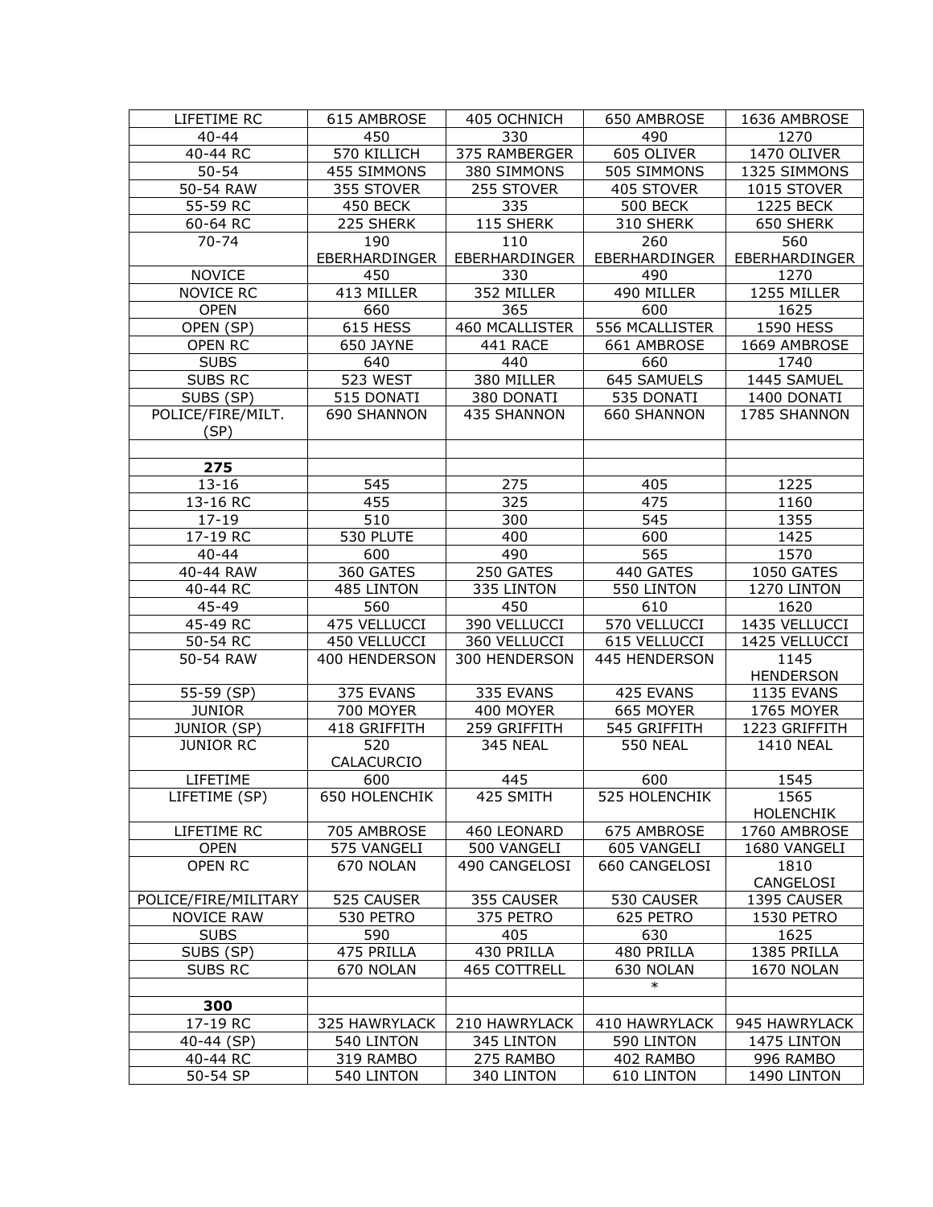| LIFETIME RC | 615 AMBROSE | 405 OCHNICH | 650 AMBROSE | 1636 AMBROSE |
|---|---|---|---|---|
| 40-44 | 450 | 330 | 490 | 1270 |
| 40-44 RC | 570 KILLICH | 375 RAMBERGER | 605 OLIVER | 1470 OLIVER |
| 50-54 | 455 SIMMONS | 380 SIMMONS | 505 SIMMONS | 1325 SIMMONS |
| 50-54 RAW | 355 STOVER | 255 STOVER | 405 STOVER | 1015 STOVER |
| 55-59 RC | 450 BECK | 335 | 500 BECK | 1225 BECK |
| 60-64 RC | 225 SHERK | 115 SHERK | 310 SHERK | 650 SHERK |
| 70-74 | 190 EBERHARDINGER | 110 EBERHARDINGER | 260 EBERHARDINGER | 560 EBERHARDINGER |
| NOVICE | 450 | 330 | 490 | 1270 |
| NOVICE RC | 413 MILLER | 352 MILLER | 490 MILLER | 1255 MILLER |
| OPEN | 660 | 365 | 600 | 1625 |
| OPEN (SP) | 615 HESS | 460 MCALLISTER | 556 MCALLISTER | 1590 HESS |
| OPEN RC | 650 JAYNE | 441 RACE | 661 AMBROSE | 1669 AMBROSE |
| SUBS | 640 | 440 | 660 | 1740 |
| SUBS RC | 523 WEST | 380 MILLER | 645 SAMUELS | 1445 SAMUEL |
| SUBS (SP) | 515 DONATI | 380 DONATI | 535 DONATI | 1400 DONATI |
| POLICE/FIRE/MILT. (SP) | 690 SHANNON | 435 SHANNON | 660 SHANNON | 1785 SHANNON |
| | | | | |
| **275** | | | | |
| 13-16 | 545 | 275 | 405 | 1225 |
| 13-16 RC | 455 | 325 | 475 | 1160 |
| 17-19 | 510 | 300 | 545 | 1355 |
| 17-19 RC | 530 PLUTE | 400 | 600 | 1425 |
| 40-44 | 600 | 490 | 565 | 1570 |
| 40-44 RAW | 360 GATES | 250 GATES | 440 GATES | 1050 GATES |
| 40-44 RC | 485 LINTON | 335 LINTON | 550 LINTON | 1270 LINTON |
| 45-49 | 560 | 450 | 610 | 1620 |
| 45-49 RC | 475 VELLUCCI | 390 VELLUCCI | 570 VELLUCCI | 1435 VELLUCCI |
| 50-54 RC | 450 VELLUCCI | 360 VELLUCCI | 615 VELLUCCI | 1425 VELLUCCI |
| 50-54 RAW | 400 HENDERSON | 300 HENDERSON | 445 HENDERSON | 1145 HENDERSON |
| 55-59 (SP) | 375 EVANS | 335 EVANS | 425 EVANS | 1135 EVANS |
| JUNIOR | 700 MOYER | 400 MOYER | 665 MOYER | 1765 MOYER |
| JUNIOR (SP) | 418 GRIFFITH | 259 GRIFFITH | 545 GRIFFITH | 1223 GRIFFITH |
| JUNIOR RC | 520 CALACURCIO | 345 NEAL | 550 NEAL | 1410 NEAL |
| LIFETIME | 600 | 445 | 600 | 1545 |
| LIFETIME (SP) | 650 HOLENCHIK | 425 SMITH | 525 HOLENCHIK | 1565 HOLENCHIK |
| LIFETIME RC | 705 AMBROSE | 460 LEONARD | 675 AMBROSE | 1760 AMBROSE |
| OPEN | 575 VANGELI | 500 VANGELI | 605 VANGELI | 1680 VANGELI |
| OPEN RC | 670 NOLAN | 490 CANGELOSI | 660 CANGELOSI | 1810 CANGELOSI |
| POLICE/FIRE/MILITARY | 525 CAUSER | 355 CAUSER | 530 CAUSER | 1395 CAUSER |
| NOVICE RAW | 530 PETRO | 375 PETRO | 625 PETRO | 1530 PETRO |
| SUBS | 590 | 405 | 630 | 1625 |
| SUBS (SP) | 475 PRILLA | 430 PRILLA | 480 PRILLA | 1385 PRILLA |
| SUBS RC | 670 NOLAN | 465 COTTRELL | 630 NOLAN | 1670 NOLAN |
| | | | * | |
| **300** | | | | |
| 17-19 RC | 325 HAWRYLACK | 210 HAWRYLACK | 410 HAWRYLACK | 945 HAWRYLACK |
| 40-44 (SP) | 540 LINTON | 345 LINTON | 590 LINTON | 1475 LINTON |
| 40-44 RC | 319 RAMBO | 275 RAMBO | 402 RAMBO | 996 RAMBO |
| 50-54 SP | 540 LINTON | 340 LINTON | 610 LINTON | 1490 LINTON |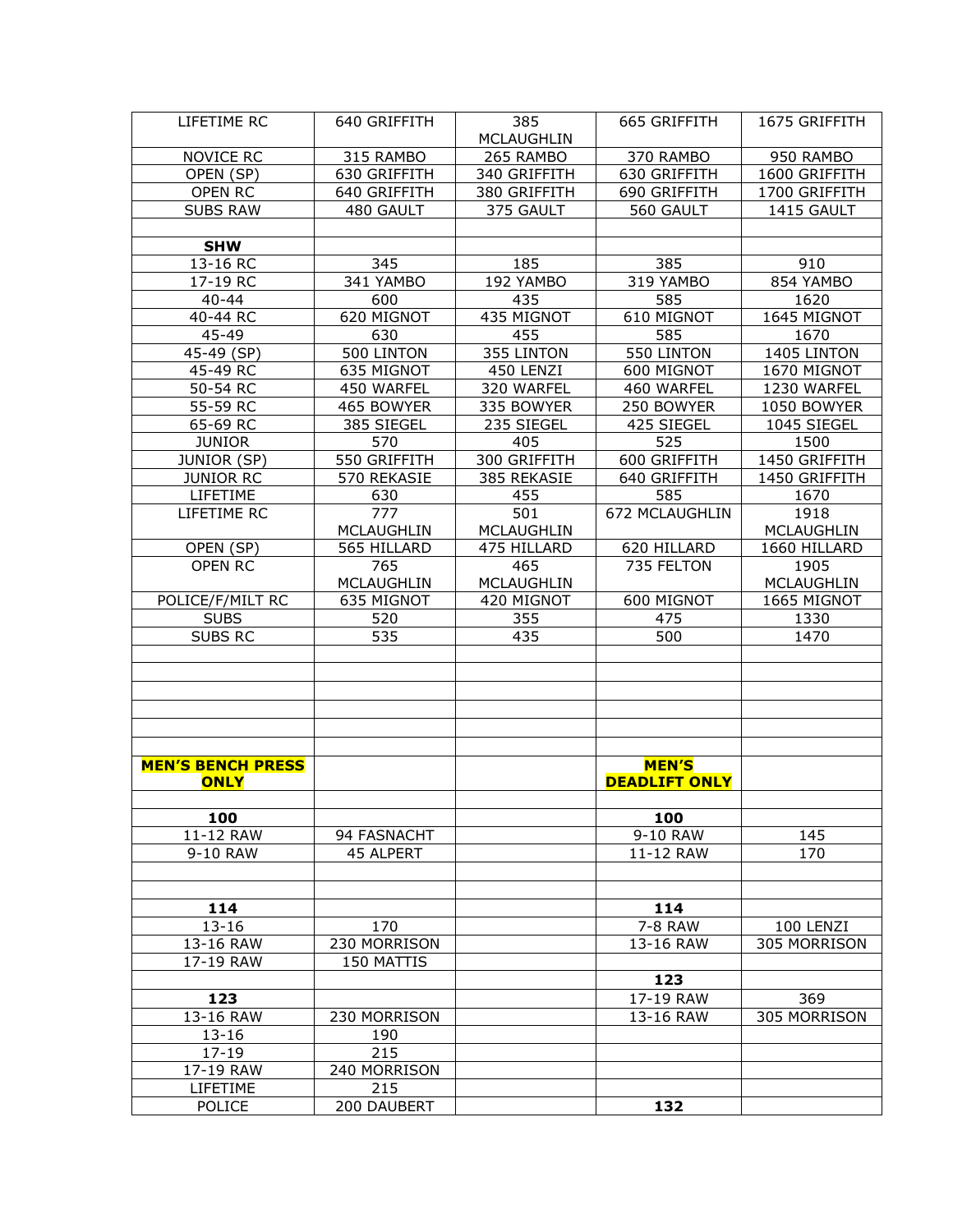| LIFETIME RC | 640 GRIFFITH | 385 MCLAUGHLIN | 665 GRIFFITH | 1675 GRIFFITH |
|---|---|---|---|---|
| NOVICE RC | 315 RAMBO | 265 RAMBO | 370 RAMBO | 950 RAMBO |
| OPEN (SP) | 630 GRIFFITH | 340 GRIFFITH | 630 GRIFFITH | 1600 GRIFFITH |
| OPEN RC | 640 GRIFFITH | 380 GRIFFITH | 690 GRIFFITH | 1700 GRIFFITH |
| SUBS RAW | 480 GAULT | 375 GAULT | 560 GAULT | 1415 GAULT |
| | | | | |
| **SHW** | | | | |
| 13-16 RC | 345 | 185 | 385 | 910 |
| 17-19 RC | 341 YAMBO | 192 YAMBO | 319 YAMBO | 854 YAMBO |
| 40-44 | 600 | 435 | 585 | 1620 |
| 40-44 RC | 620 MIGNOT | 435 MIGNOT | 610 MIGNOT | 1645 MIGNOT |
| 45-49 | 630 | 455 | 585 | 1670 |
| 45-49 (SP) | 500 LINTON | 355 LINTON | 550 LINTON | 1405 LINTON |
| 45-49 RC | 635 MIGNOT | 450 LENZI | 600 MIGNOT | 1670 MIGNOT |
| 50-54 RC | 450 WARFEL | 320 WARFEL | 460 WARFEL | 1230 WARFEL |
| 55-59 RC | 465 BOWYER | 335 BOWYER | 250 BOWYER | 1050 BOWYER |
| 65-69 RC | 385 SIEGEL | 235 SIEGEL | 425 SIEGEL | 1045 SIEGEL |
| JUNIOR | 570 | 405 | 525 | 1500 |
| JUNIOR (SP) | 550 GRIFFITH | 300 GRIFFITH | 600 GRIFFITH | 1450 GRIFFITH |
| JUNIOR RC | 570 REKASIE | 385 REKASIE | 640 GRIFFITH | 1450 GRIFFITH |
| LIFETIME | 630 | 455 | 585 | 1670 |
| LIFETIME RC | 777 MCLAUGHLIN | 501 MCLAUGHLIN | 672 MCLAUGHLIN | 1918 MCLAUGHLIN |
| OPEN (SP) | 565 HILLARD | 475 HILLARD | 620 HILLARD | 1660 HILLARD |
| OPEN RC | 765 MCLAUGHLIN | 465 MCLAUGHLIN | 735 FELTON | 1905 MCLAUGHLIN |
| POLICE/F/MILT RC | 635 MIGNOT | 420 MIGNOT | 600 MIGNOT | 1665 MIGNOT |
| SUBS | 520 | 355 | 475 | 1330 |
| SUBS RC | 535 | 435 | 500 | 1470 |
| | | | | |
| | | | | |
| | | | | |
| | | | | |
| | | | | |
| | | | | |
| **MEN'S BENCH PRESS ONLY** | | | **MEN'S DEADLIFT ONLY** | |
| | | | | |
| **100** | | | **100** | |
| 11-12 RAW | 94 FASNACHT | | 9-10 RAW | 145 |
| 9-10 RAW | 45 ALPERT | | 11-12 RAW | 170 |
| | | | | |
| | | | | |
| **114** | | | **114** | |
| 13-16 | 170 | | 7-8 RAW | 100 LENZI |
| 13-16 RAW | 230 MORRISON | | 13-16 RAW | 305 MORRISON |
| 17-19 RAW | 150 MATTIS | | | |
| | | | **123** | |
| **123** | | | 17-19 RAW | 369 |
| 13-16 RAW | 230 MORRISON | | 13-16 RAW | 305 MORRISON |
| 13-16 | 190 | | | |
| 17-19 | 215 | | | |
| 17-19 RAW | 240 MORRISON | | | |
| LIFETIME | 215 | | | |
| POLICE | 200 DAUBERT | | **132** | |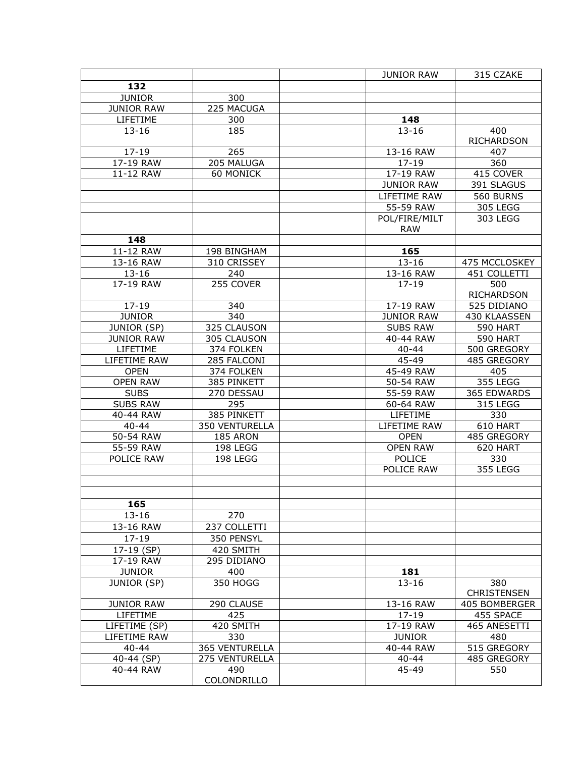| | | | JUNIOR RAW | 315 CZAKE |
|---|---|---|---|---|
| **132** | | | | |
| JUNIOR | 300 | | | |
| JUNIOR RAW | 225 MACUGA | | | |
| LIFETIME | 300 | | **148** | |
| 13-16 | 185 | | 13-16 | 400 RICHARDSON |
| 17-19 | 265 | | 13-16 RAW | 407 |
| 17-19 RAW | 205 MALUGA | | 17-19 | 360 |
| 11-12 RAW | 60 MONICK | | 17-19 RAW | 415 COVER |
| | | | JUNIOR RAW | 391 SLAGUS |
| | | | LIFETIME RAW | 560 BURNS |
| | | | 55-59 RAW | 305 LEGG |
| | | | POL/FIRE/MILT RAW | 303 LEGG |
| **148** | | | | |
| 11-12 RAW | 198 BINGHAM | | **165** | |
| 13-16 RAW | 310 CRISSEY | | 13-16 | 475 MCCLOSKEY |
| 13-16 | 240 | | 13-16 RAW | 451 COLLETTI |
| 17-19 RAW | 255 COVER | | 17-19 | 500 RICHARDSON |
| 17-19 | 340 | | 17-19 RAW | 525 DIDIANO |
| JUNIOR | 340 | | JUNIOR RAW | 430 KLAASSEN |
| JUNIOR (SP) | 325 CLAUSON | | SUBS RAW | 590 HART |
| JUNIOR RAW | 305 CLAUSON | | 40-44 RAW | 590 HART |
| LIFETIME | 374 FOLKEN | | 40-44 | 500 GREGORY |
| LIFETIME RAW | 285 FALCONI | | 45-49 | 485 GREGORY |
| OPEN | 374 FOLKEN | | 45-49 RAW | 405 |
| OPEN RAW | 385 PINKETT | | 50-54 RAW | 355 LEGG |
| SUBS | 270 DESSAU | | 55-59 RAW | 365 EDWARDS |
| SUBS RAW | 295 | | 60-64 RAW | 315 LEGG |
| 40-44 RAW | 385 PINKETT | | LIFETIME | 330 |
| 40-44 | 350 VENTURELLA | | LIFETIME RAW | 610 HART |
| 50-54 RAW | 185 ARON | | OPEN | 485 GREGORY |
| 55-59 RAW | 198 LEGG | | OPEN RAW | 620 HART |
| POLICE RAW | 198 LEGG | | POLICE | 330 |
| | | | POLICE RAW | 355 LEGG |
| | | | | |
| | | | | |
| **165** | | | | |
| 13-16 | 270 | | | |
| 13-16 RAW | 237 COLLETTI | | | |
| 17-19 | 350 PENSYL | | | |
| 17-19 (SP) | 420 SMITH | | | |
| 17-19 RAW | 295 DIDIANO | | | |
| JUNIOR | 400 | | **181** | |
| JUNIOR (SP) | 350 HOGG | | 13-16 | 380 CHRISTENSEN |
| JUNIOR RAW | 290 CLAUSE | | 13-16 RAW | 405 BOMBERGER |
| LIFETIME | 425 | | 17-19 | 455 SPACE |
| LIFETIME (SP) | 420 SMITH | | 17-19 RAW | 465 ANESETTI |
| LIFETIME RAW | 330 | | JUNIOR | 480 |
| 40-44 | 365 VENTURELLA | | 40-44 RAW | 515 GREGORY |
| 40-44 (SP) | 275 VENTURELLA | | 40-44 | 485 GREGORY |
| 40-44 RAW | 490 COLONDRILLO | | 45-49 | 550 |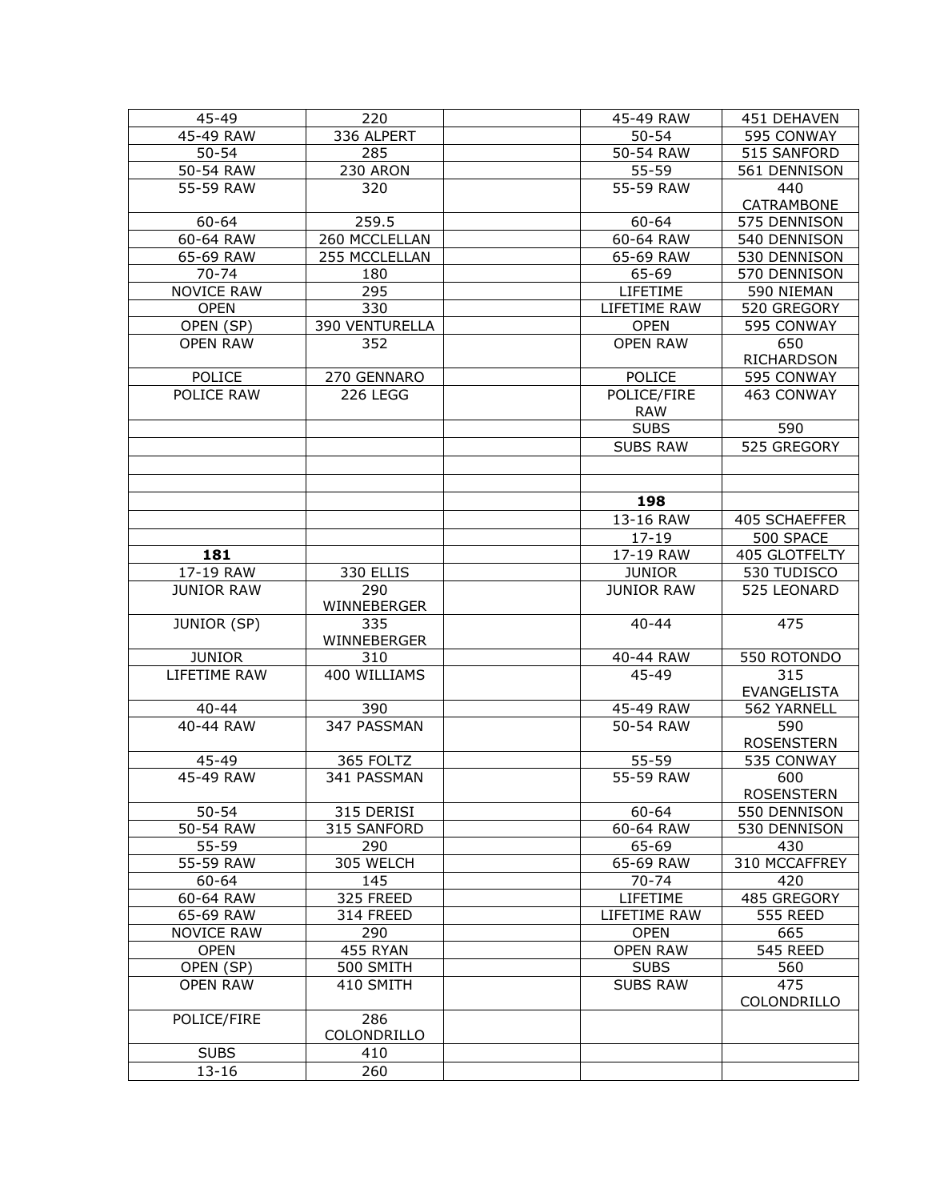| | | | | |
|---|---|---|---|---|
| 45-49 | 220 | | 45-49 RAW | 451 DEHAVEN |
| 45-49 RAW | 336 ALPERT | | 50-54 | 595 CONWAY |
| 50-54 | 285 | | 50-54 RAW | 515 SANFORD |
| 50-54 RAW | 230 ARON | | 55-59 | 561 DENNISON |
| 55-59 RAW | 320 | | 55-59 RAW | 440 CATRAMBONE |
| 60-64 | 259.5 | | 60-64 | 575 DENNISON |
| 60-64 RAW | 260 MCCLELLAN | | 60-64 RAW | 540 DENNISON |
| 65-69 RAW | 255 MCCLELLAN | | 65-69 RAW | 530 DENNISON |
| 70-74 | 180 | | 65-69 | 570 DENNISON |
| NOVICE RAW | 295 | | LIFETIME | 590 NIEMAN |
| OPEN | 330 | | LIFETIME RAW | 520 GREGORY |
| OPEN (SP) | 390 VENTURELLA | | OPEN | 595 CONWAY |
| OPEN RAW | 352 | | OPEN RAW | 650 RICHARDSON |
| POLICE | 270 GENNARO | | POLICE | 595 CONWAY |
| POLICE RAW | 226 LEGG | | POLICE/FIRE RAW | 463 CONWAY |
| | | | SUBS | 590 |
| | | | SUBS RAW | 525 GREGORY |
| | | | | |
| | | | | |
| | | | **198** | |
| | | | 13-16 RAW | 405 SCHAEFFER |
| | | | 17-19 | 500 SPACE |
| **181** | | | 17-19 RAW | 405 GLOTFELTY |
| 17-19 RAW | 330 ELLIS | | JUNIOR | 530 TUDISCO |
| JUNIOR RAW | 290 WINNEBERGER | | JUNIOR RAW | 525 LEONARD |
| JUNIOR (SP) | 335 WINNEBERGER | | 40-44 | 475 |
| JUNIOR | 310 | | 40-44 RAW | 550 ROTONDO |
| LIFETIME RAW | 400 WILLIAMS | | 45-49 | 315 EVANGELISTA |
| 40-44 | 390 | | 45-49 RAW | 562 YARNELL |
| 40-44 RAW | 347 PASSMAN | | 50-54 RAW | 590 ROSENSTERN |
| 45-49 | 365 FOLTZ | | 55-59 | 535 CONWAY |
| 45-49 RAW | 341 PASSMAN | | 55-59 RAW | 600 ROSENSTERN |
| 50-54 | 315 DERISI | | 60-64 | 550 DENNISON |
| 50-54 RAW | 315 SANFORD | | 60-64 RAW | 530 DENNISON |
| 55-59 | 290 | | 65-69 | 430 |
| 55-59 RAW | 305 WELCH | | 65-69 RAW | 310 MCCAFFREY |
| 60-64 | 145 | | 70-74 | 420 |
| 60-64 RAW | 325 FREED | | LIFETIME | 485 GREGORY |
| 65-69 RAW | 314 FREED | | LIFETIME RAW | 555 REED |
| NOVICE RAW | 290 | | OPEN | 665 |
| OPEN | 455 RYAN | | OPEN RAW | 545 REED |
| OPEN (SP) | 500 SMITH | | SUBS | 560 |
| OPEN RAW | 410 SMITH | | SUBS RAW | 475 COLONDRILLO |
| POLICE/FIRE | 286 COLONDRILLO | | | |
| SUBS | 410 | | | |
| 13-16 | 260 | | | |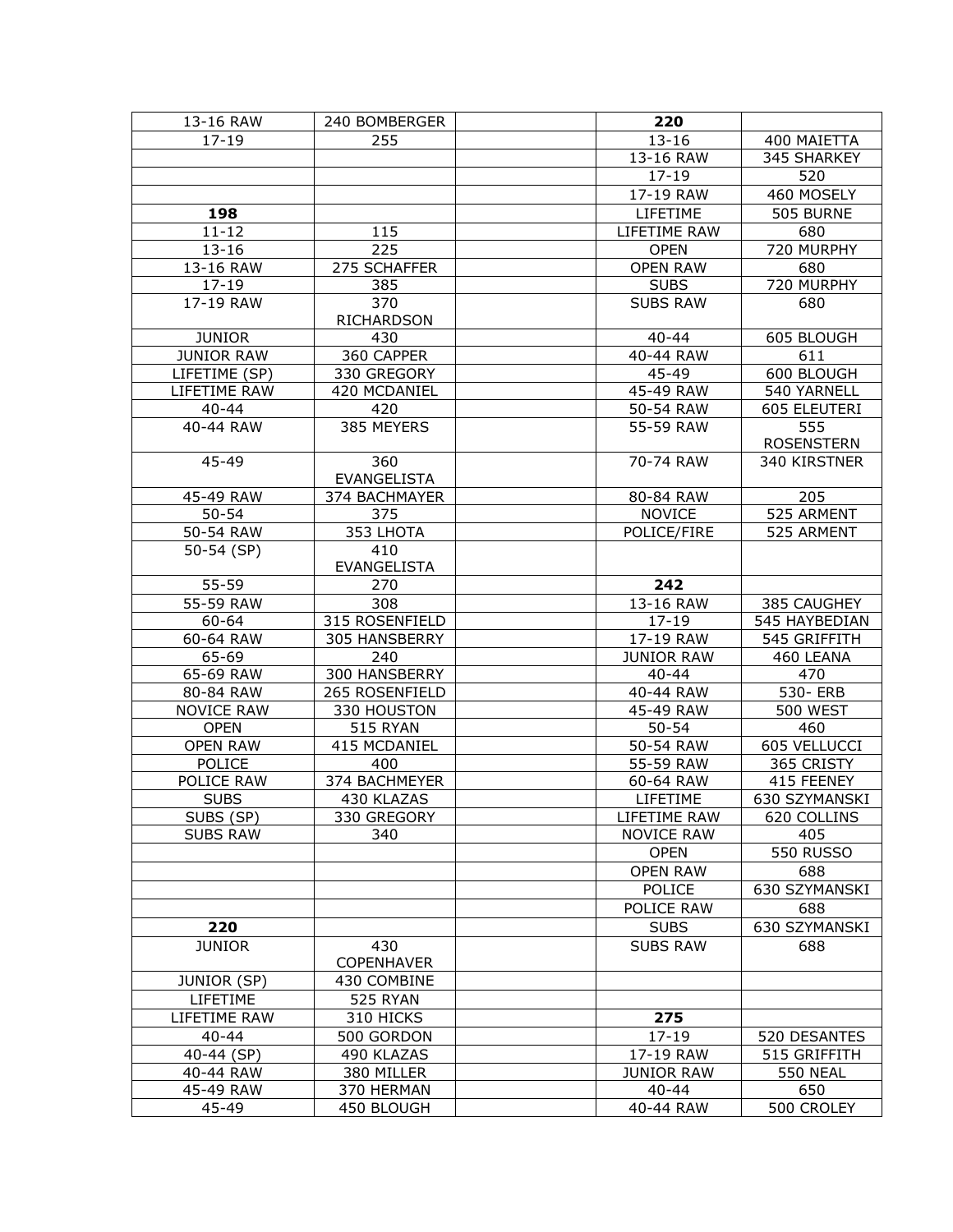| 13-16 RAW | 240 BOMBERGER | | **220** | |
|---|---|---|---|---|
| 17-19 | 255 | | 13-16 | 400 MAIETTA |
| | | | 13-16 RAW | 345 SHARKEY |
| | | | 17-19 | 520 |
| | | | 17-19 RAW | 460 MOSELY |
| **198** | | | LIFETIME | 505 BURNE |
| 11-12 | 115 | | LIFETIME RAW | 680 |
| 13-16 | 225 | | OPEN | 720 MURPHY |
| 13-16 RAW | 275 SCHAFFER | | OPEN RAW | 680 |
| 17-19 | 385 | | SUBS | 720 MURPHY |
| 17-19 RAW | 370 RICHARDSON | | SUBS RAW | 680 |
| JUNIOR | 430 | | 40-44 | 605 BLOUGH |
| JUNIOR RAW | 360 CAPPER | | 40-44 RAW | 611 |
| LIFETIME (SP) | 330 GREGORY | | 45-49 | 600 BLOUGH |
| LIFETIME RAW | 420 MCDANIEL | | 45-49 RAW | 540 YARNELL |
| 40-44 | 420 | | 50-54 RAW | 605 ELEUTERI |
| 40-44 RAW | 385 MEYERS | | 55-59 RAW | 555 ROSENSTERN |
| 45-49 | 360 EVANGELISTA | | 70-74 RAW | 340 KIRSTNER |
| 45-49 RAW | 374 BACHMAYER | | 80-84 RAW | 205 |
| 50-54 | 375 | | NOVICE | 525 ARMENT |
| 50-54 RAW | 353 LHOTA | | POLICE/FIRE | 525 ARMENT |
| 50-54 (SP) | 410 EVANGELISTA | | | |
| 55-59 | 270 | | **242** | |
| 55-59 RAW | 308 | | 13-16 RAW | 385 CAUGHEY |
| 60-64 | 315 ROSENFIELD | | 17-19 | 545 HAYBEDIAN |
| 60-64 RAW | 305 HANSBERRY | | 17-19 RAW | 545 GRIFFITH |
| 65-69 | 240 | | JUNIOR RAW | 460 LEANA |
| 65-69 RAW | 300 HANSBERRY | | 40-44 | 470 |
| 80-84 RAW | 265 ROSENFIELD | | 40-44 RAW | 530- ERB |
| NOVICE RAW | 330 HOUSTON | | 45-49 RAW | 500 WEST |
| OPEN | 515 RYAN | | 50-54 | 460 |
| OPEN RAW | 415 MCDANIEL | | 50-54 RAW | 605 VELLUCCI |
| POLICE | 400 | | 55-59 RAW | 365 CRISTY |
| POLICE RAW | 374 BACHMEYER | | 60-64 RAW | 415 FEENEY |
| SUBS | 430 KLAZAS | | LIFETIME | 630 SZYMANSKI |
| SUBS (SP) | 330 GREGORY | | LIFETIME RAW | 620 COLLINS |
| SUBS RAW | 340 | | NOVICE RAW | 405 |
| | | | OPEN | 550 RUSSO |
| | | | OPEN RAW | 688 |
| | | | POLICE | 630 SZYMANSKI |
| | | | POLICE RAW | 688 |
| **220** | | | SUBS | 630 SZYMANSKI |
| JUNIOR | 430 COPENHAVER | | SUBS RAW | 688 |
| JUNIOR (SP) | 430 COMBINE | | | |
| LIFETIME | 525 RYAN | | | |
| LIFETIME RAW | 310 HICKS | | **275** | |
| 40-44 | 500 GORDON | | 17-19 | 520 DESANTES |
| 40-44 (SP) | 490 KLAZAS | | 17-19 RAW | 515 GRIFFITH |
| 40-44 RAW | 380 MILLER | | JUNIOR RAW | 550 NEAL |
| 45-49 RAW | 370 HERMAN | | 40-44 | 650 |
| 45-49 | 450 BLOUGH | | 40-44 RAW | 500 CROLEY |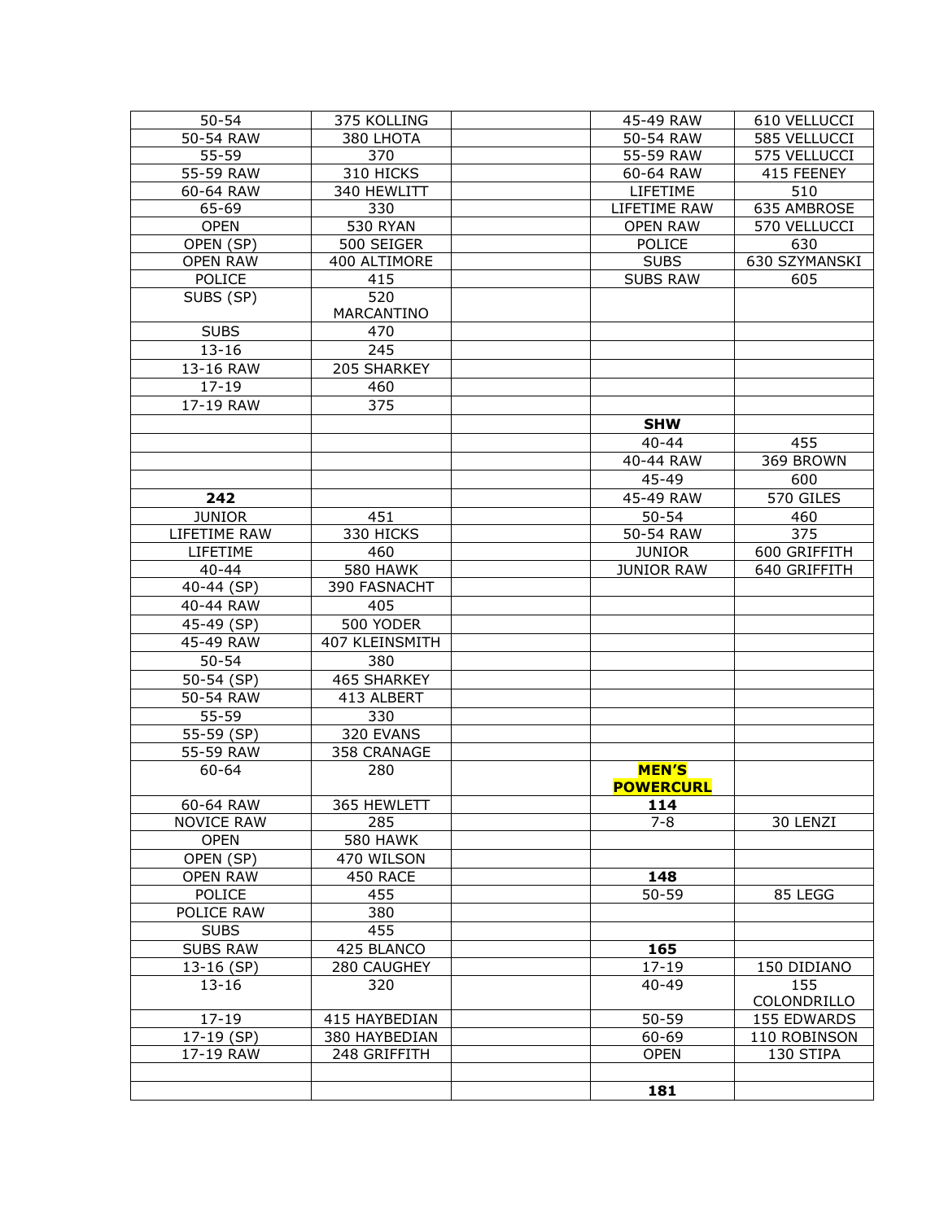| | | | | |
|---|---|---|---|---|
| 50-54 | 375 KOLLING | | 45-49 RAW | 610 VELLUCCI |
| 50-54 RAW | 380 LHOTA | | 50-54 RAW | 585 VELLUCCI |
| 55-59 | 370 | | 55-59 RAW | 575 VELLUCCI |
| 55-59 RAW | 310 HICKS | | 60-64 RAW | 415 FEENEY |
| 60-64 RAW | 340 HEWLITT | | LIFETIME | 510 |
| 65-69 | 330 | | LIFETIME RAW | 635 AMBROSE |
| OPEN | 530 RYAN | | OPEN RAW | 570 VELLUCCI |
| OPEN (SP) | 500 SEIGER | | POLICE | 630 |
| OPEN RAW | 400 ALTIMORE | | SUBS | 630 SZYMANSKI |
| POLICE | 415 | | SUBS RAW | 605 |
| SUBS (SP) | 520 MARCANTINO | | | |
| SUBS | 470 | | | |
| 13-16 | 245 | | | |
| 13-16 RAW | 205 SHARKEY | | | |
| 17-19 | 460 | | | |
| 17-19 RAW | 375 | | | |
| | | | **SHW** | |
| | | | 40-44 | 455 |
| | | | 40-44 RAW | 369 BROWN |
| | | | 45-49 | 600 |
| **242** | | | 45-49 RAW | 570 GILES |
| JUNIOR | 451 | | 50-54 | 460 |
| LIFETIME RAW | 330 HICKS | | 50-54 RAW | 375 |
| LIFETIME | 460 | | JUNIOR | 600 GRIFFITH |
| 40-44 | 580 HAWK | | JUNIOR RAW | 640 GRIFFITH |
| 40-44 (SP) | 390 FASNACHT | | | |
| 40-44 RAW | 405 | | | |
| 45-49 (SP) | 500 YODER | | | |
| 45-49 RAW | 407 KLEINSMITH | | | |
| 50-54 | 380 | | | |
| 50-54 (SP) | 465 SHARKEY | | | |
| 50-54 RAW | 413 ALBERT | | | |
| 55-59 | 330 | | | |
| 55-59 (SP) | 320 EVANS | | | |
| 55-59 RAW | 358 CRANAGE | | | |
| 60-64 | 280 | | **MEN'S POWERCURL** | |
| 60-64 RAW | 365 HEWLETT | | **114** | |
| NOVICE RAW | 285 | | 7-8 | 30 LENZI |
| OPEN | 580 HAWK | | | |
| OPEN (SP) | 470 WILSON | | | |
| OPEN RAW | 450 RACE | | **148** | |
| POLICE | 455 | | 50-59 | 85 LEGG |
| POLICE RAW | 380 | | | |
| SUBS | 455 | | | |
| SUBS RAW | 425 BLANCO | | **165** | |
| 13-16 (SP) | 280 CAUGHEY | | 17-19 | 150 DIDIANO |
| 13-16 | 320 | | 40-49 | 155 COLONDRILLO |
| 17-19 | 415 HAYBEDIAN | | 50-59 | 155 EDWARDS |
| 17-19 (SP) | 380 HAYBEDIAN | | 60-69 | 110 ROBINSON |
| 17-19 RAW | 248 GRIFFITH | | OPEN | 130 STIPA |
| | | | | |
| | | | **181** | |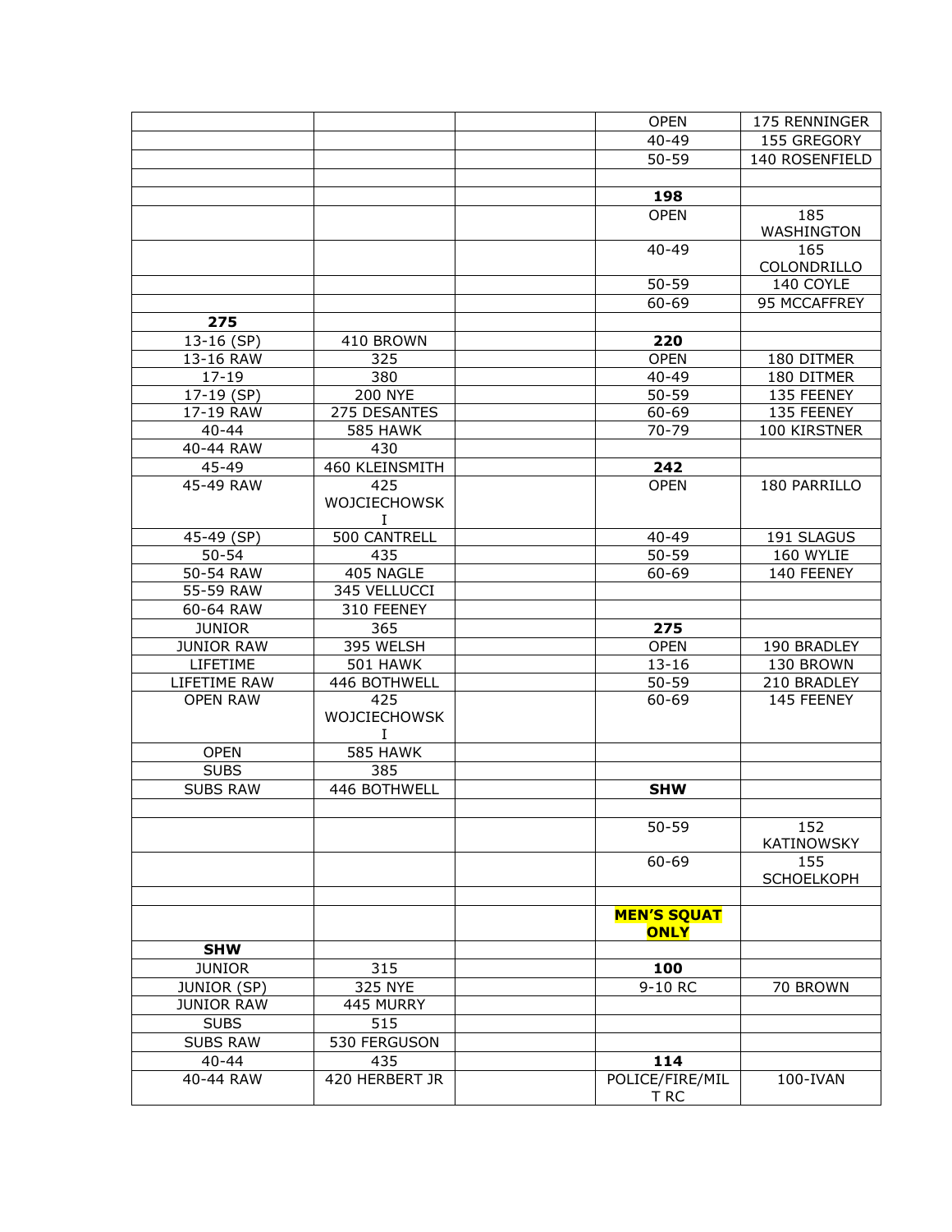| | | | | |
|---|---|---|---|---|
| | | | OPEN | 175 RENNINGER |
| | | | 40-49 | 155 GREGORY |
| | | | 50-59 | 140 ROSENFIELD |
| | | | | |
| | | | **198** | |
| | | | OPEN | 185 WASHINGTON |
| | | | 40-49 | 165 COLONDRILLO |
| | | | 50-59 | 140 COYLE |
| | | | 60-69 | 95 MCCAFFREY |
| **275** | | | | |
| 13-16 (SP) | 410 BROWN | | **220** | |
| 13-16 RAW | 325 | | OPEN | 180 DITMER |
| 17-19 | 380 | | 40-49 | 180 DITMER |
| 17-19 (SP) | 200 NYE | | 50-59 | 135 FEENEY |
| 17-19 RAW | 275 DESANTES | | 60-69 | 135 FEENEY |
| 40-44 | 585 HAWK | | 70-79 | 100 KIRSTNER |
| 40-44 RAW | 430 | | | |
| 45-49 | 460 KLEINSMITH | | **242** | |
| 45-49 RAW | 425 WOJCIECHOWSKI | | OPEN | 180 PARRILLO |
| 45-49 (SP) | 500 CANTRELL | | 40-49 | 191 SLAGUS |
| 50-54 | 435 | | 50-59 | 160 WYLIE |
| 50-54 RAW | 405 NAGLE | | 60-69 | 140 FEENEY |
| 55-59 RAW | 345 VELLUCCI | | | |
| 60-64 RAW | 310 FEENEY | | | |
| JUNIOR | 365 | | **275** | |
| JUNIOR RAW | 395 WELSH | | OPEN | 190 BRADLEY |
| LIFETIME | 501 HAWK | | 13-16 | 130 BROWN |
| LIFETIME RAW | 446 BOTHWELL | | 50-59 | 210 BRADLEY |
| OPEN RAW | 425 WOJCIECHOWSKI | | 60-69 | 145 FEENEY |
| OPEN | 585 HAWK | | | |
| SUBS | 385 | | | |
| SUBS RAW | 446 BOTHWELL | | **SHW** | |
| | | | | |
| | | | 50-59 | 152 KATINOWSKY |
| | | | 60-69 | 155 SCHOELKOPH |
| | | | | |
| | | | **MEN'S SQUAT ONLY** | |
| **SHW** | | | | |
| JUNIOR | 315 | | **100** | |
| JUNIOR (SP) | 325 NYE | | 9-10 RC | 70 BROWN |
| JUNIOR RAW | 445 MURRY | | | |
| SUBS | 515 | | | |
| SUBS RAW | 530 FERGUSON | | | |
| 40-44 | 435 | | **114** | |
| 40-44 RAW | 420 HERBERT JR | | POLICE/FIRE/MILT RC | 100-IVAN |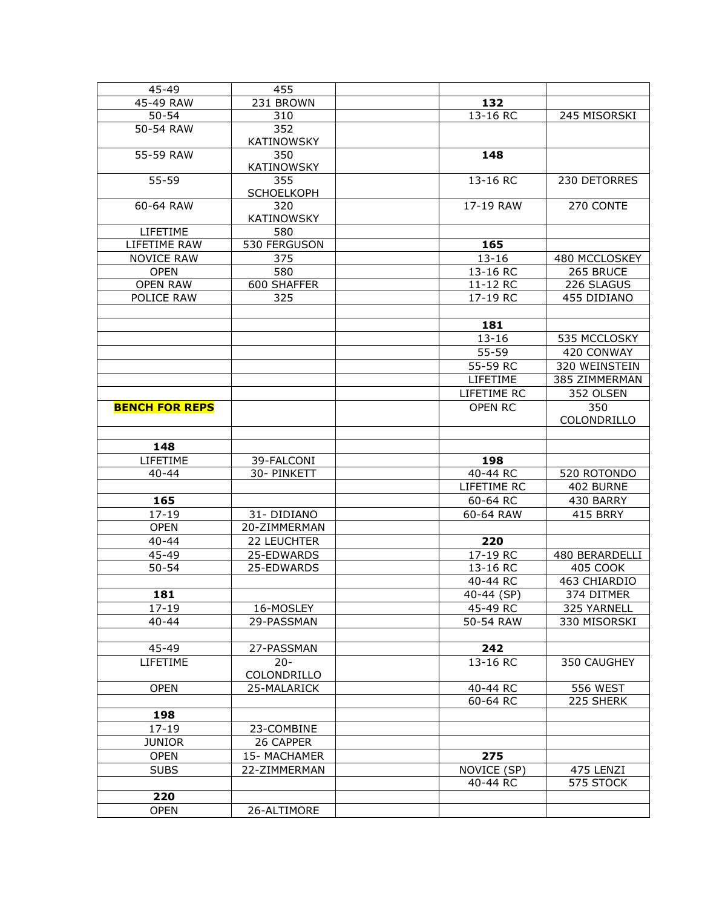| 45-49 | 455 | | | |
|---|---|---|---|---|
| 45-49 RAW | 231 BROWN | | **132** | |
| 50-54 | 310 | | 13-16 RC | 245 MISORSKI |
| 50-54 RAW | 352 KATINOWSKY | | | |
| 55-59 RAW | 350 KATINOWSKY | | **148** | |
| 55-59 | 355 SCHOELKOPH | | 13-16 RC | 230 DETORRES |
| 60-64 RAW | 320 KATINOWSKY | | 17-19 RAW | 270 CONTE |
| LIFETIME | 580 | | | |
| LIFETIME RAW | 530 FERGUSON | | **165** | |
| NOVICE RAW | 375 | | 13-16 | 480 MCCLOSKEY |
| OPEN | 580 | | 13-16 RC | 265 BRUCE |
| OPEN RAW | 600 SHAFFER | | 11-12 RC | 226 SLAGUS |
| POLICE RAW | 325 | | 17-19 RC | 455 DIDIANO |
| | | | | |
| | | | **181** | |
| | | | 13-16 | 535 MCCLOSKY |
| | | | 55-59 | 420 CONWAY |
| | | | 55-59 RC | 320 WEINSTEIN |
| | | | LIFETIME | 385 ZIMMERMAN |
| | | | LIFETIME RC | 352 OLSEN |
| **BENCH FOR REPS** | | | OPEN RC | 350 COLONDRILLO |
| | | | | |
| **148** | | | | |
| LIFETIME | 39-FALCONI | | **198** | |
| 40-44 | 30- PINKETT | | 40-44 RC | 520 ROTONDO |
| | | | LIFETIME RC | 402 BURNE |
| **165** | | | 60-64 RC | 430 BARRY |
| 17-19 | 31- DIDIANO | | 60-64 RAW | 415 BRRY |
| OPEN | 20-ZIMMERMAN | | | |
| 40-44 | 22 LEUCHTER | | **220** | |
| 45-49 | 25-EDWARDS | | 17-19 RC | 480 BERARDELLI |
| 50-54 | 25-EDWARDS | | 13-16 RC | 405 COOK |
| | | | 40-44 RC | 463 CHIARDIO |
| **181** | | | 40-44 (SP) | 374 DITMER |
| 17-19 | 16-MOSLEY | | 45-49 RC | 325 YARNELL |
| 40-44 | 29-PASSMAN | | 50-54 RAW | 330 MISORSKI |
| | | | | |
| 45-49 | 27-PASSMAN | | **242** | |
| LIFETIME | 20-COLONDRILLO | | 13-16 RC | 350 CAUGHEY |
| OPEN | 25-MALARICK | | 40-44 RC | 556 WEST |
| | | | 60-64 RC | 225 SHERK |
| **198** | | | | |
| 17-19 | 23-COMBINE | | | |
| JUNIOR | 26 CAPPER | | | |
| OPEN | 15- MACHAMER | | **275** | |
| SUBS | 22-ZIMMERMAN | | NOVICE (SP) | 475 LENZI |
| | | | 40-44 RC | 575 STOCK |
| **220** | | | | |
| OPEN | 26-ALTIMORE | | | |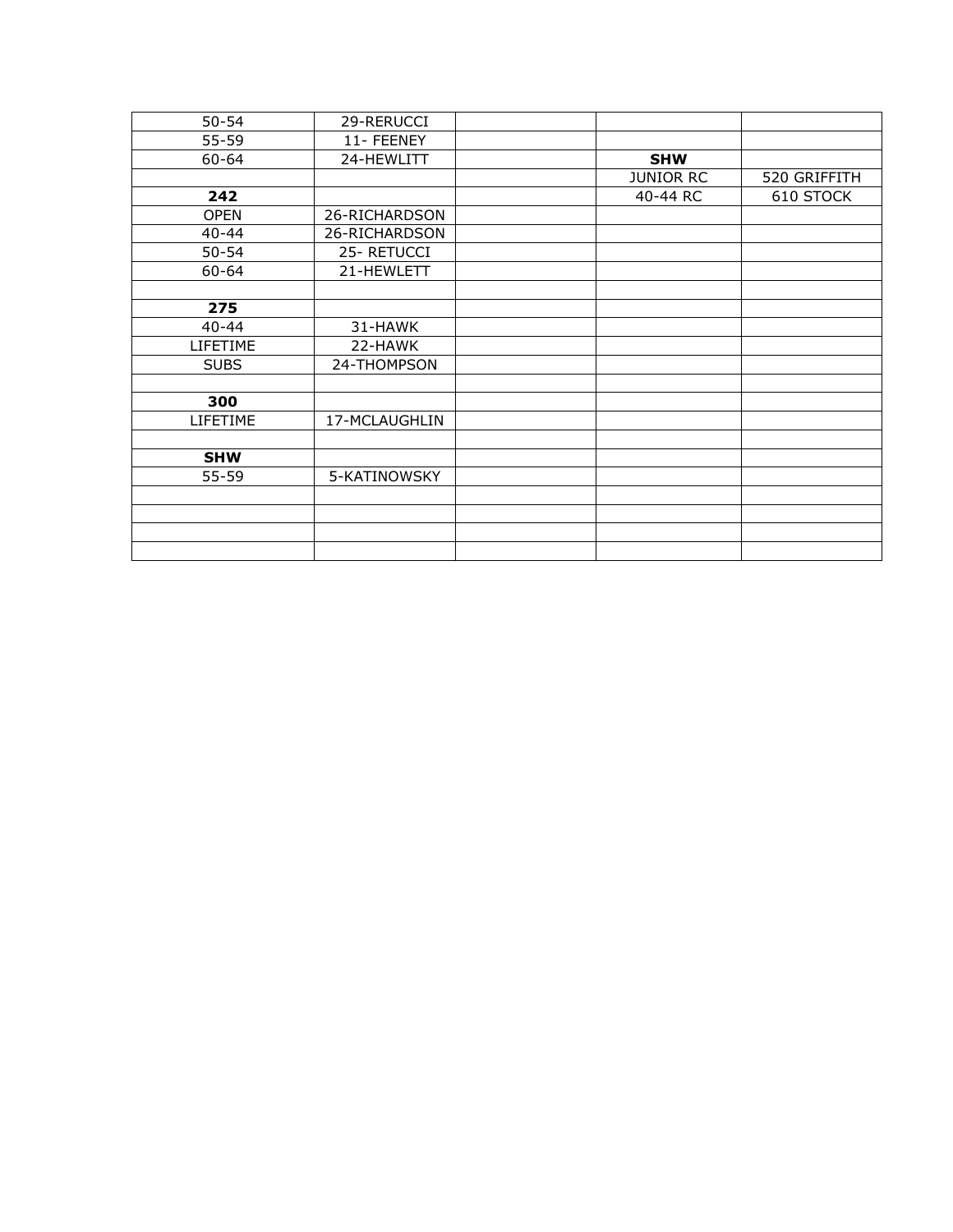| | | | | |
|---|---|---|---|---|
| 50-54 | 29-RERUCCI | | | |
| 55-59 | 11- FEENEY | | | |
| 60-64 | 24-HEWLITT | | **SHW** | |
| | | | JUNIOR RC | 520 GRIFFITH |
| **242** | | | 40-44 RC | 610 STOCK |
| OPEN | 26-RICHARDSON | | | |
| 40-44 | 26-RICHARDSON | | | |
| 50-54 | 25- RETUCCI | | | |
| 60-64 | 21-HEWLETT | | | |
| | | | | |
| **275** | | | | |
| 40-44 | 31-HAWK | | | |
| LIFETIME | 22-HAWK | | | |
| SUBS | 24-THOMPSON | | | |
| | | | | |
| **300** | | | | |
| LIFETIME | 17-MCLAUGHLIN | | | |
| | | | | |
| **SHW** | | | | |
| 55-59 | 5-KATINOWSKY | | | |
| | | | | |
| | | | | |
| | | | | |
| | | | | |